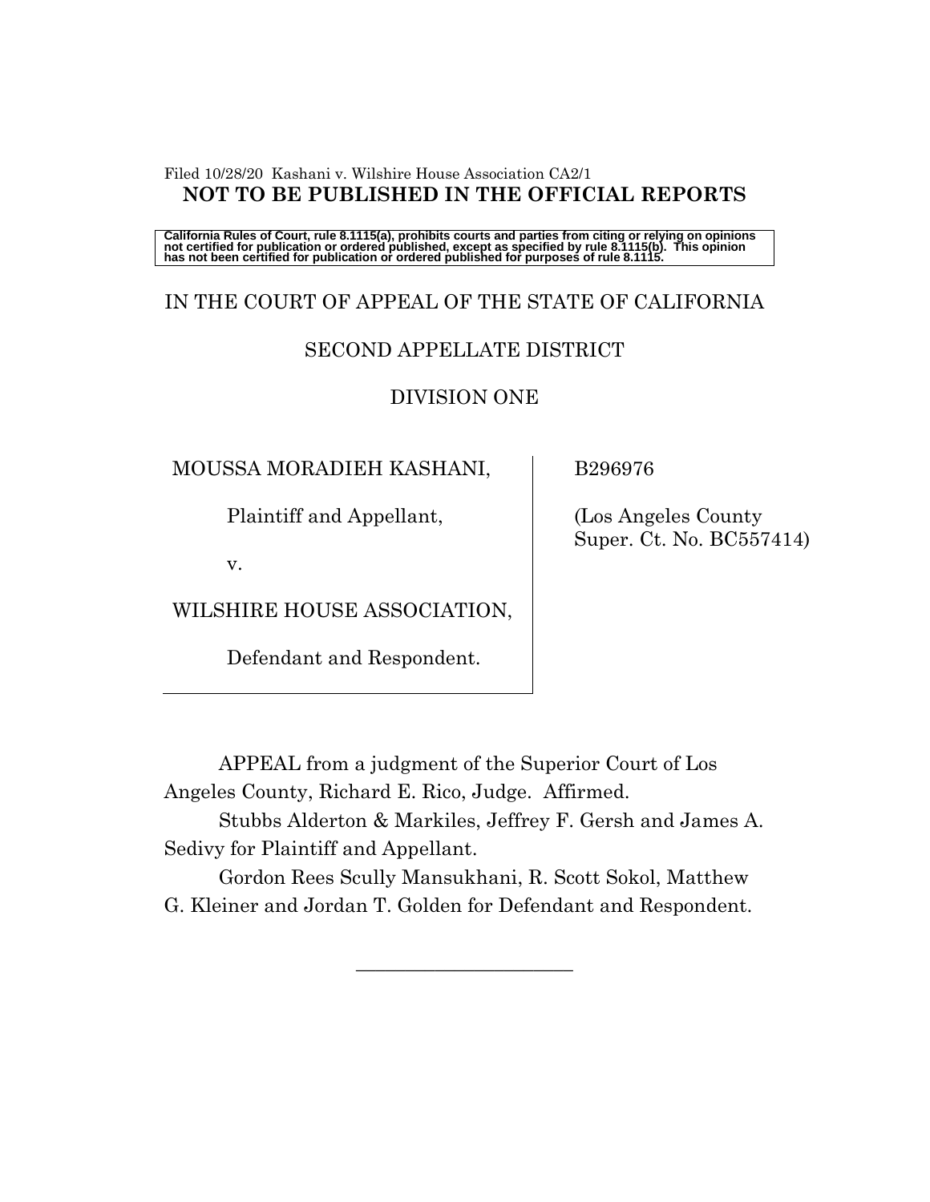Filed 10/28/20 Kashani v. Wilshire House Association CA2/1

**NOT TO BE PUBLISHED IN THE OFFICIAL REPORTS**

**California Rules of Court, rule 8.1115(a), prohibits courts and parties from citing or relying on opinions not certified for publication or ordered published, except as specified by rule 8.1115(b). This opinion has not been certified for publication or ordered published for purposes of rule 8.1115.**

IN THE COURT OF APPEAL OF THE STATE OF CALIFORNIA

SECOND APPELLATE DISTRICT

DIVISION ONE

| | |
|---|---|
| MOUSSA MORADIEH KASHANI,<br><br>Plaintiff and Appellant,<br><br>v.<br><br>WILSHIRE HOUSE ASSOCIATION,<br><br>Defendant and Respondent. | B296976<br><br>(Los Angeles County Super. Ct. No. BC557414) |

APPEAL from a judgment of the Superior Court of Los Angeles County, Richard E. Rico, Judge. Affirmed.

Stubbs Alderton & Markiles, Jeffrey F. Gersh and James A. Sedivy for Plaintiff and Appellant.

Gordon Rees Scully Mansukhani, R. Scott Sokol, Matthew G. Kleiner and Jordan T. Golden for Defendant and Respondent.

______________________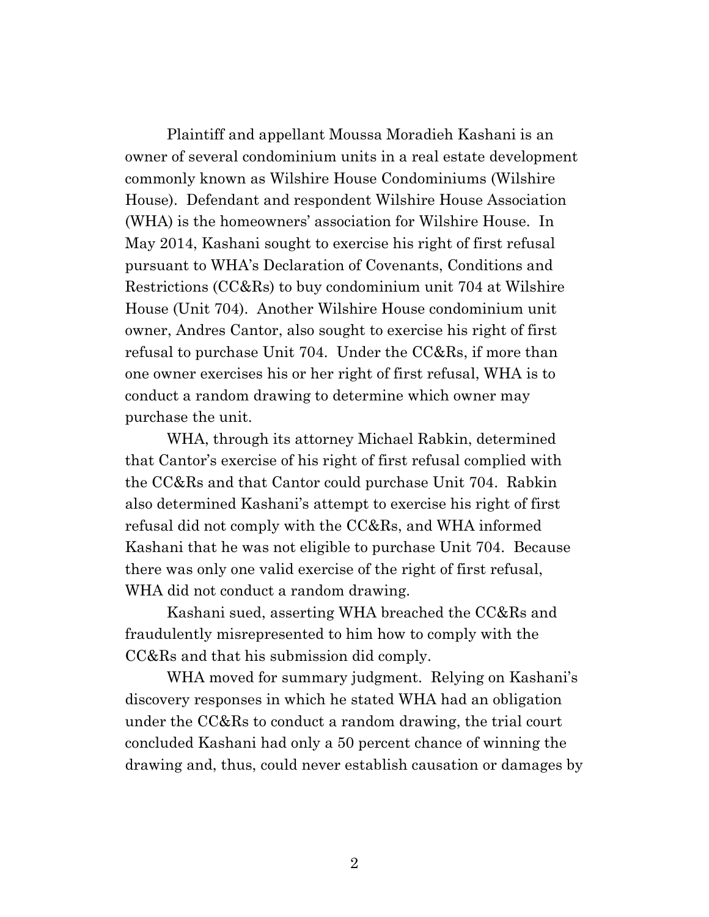Plaintiff and appellant Moussa Moradieh Kashani is an owner of several condominium units in a real estate development commonly known as Wilshire House Condominiums (Wilshire House). Defendant and respondent Wilshire House Association (WHA) is the homeowners' association for Wilshire House. In May 2014, Kashani sought to exercise his right of first refusal pursuant to WHA's Declaration of Covenants, Conditions and Restrictions (CC&Rs) to buy condominium unit 704 at Wilshire House (Unit 704). Another Wilshire House condominium unit owner, Andres Cantor, also sought to exercise his right of first refusal to purchase Unit 704. Under the CC&Rs, if more than one owner exercises his or her right of first refusal, WHA is to conduct a random drawing to determine which owner may purchase the unit.

WHA, through its attorney Michael Rabkin, determined that Cantor's exercise of his right of first refusal complied with the CC&Rs and that Cantor could purchase Unit 704. Rabkin also determined Kashani's attempt to exercise his right of first refusal did not comply with the CC&Rs, and WHA informed Kashani that he was not eligible to purchase Unit 704. Because there was only one valid exercise of the right of first refusal, WHA did not conduct a random drawing.

Kashani sued, asserting WHA breached the CC&Rs and fraudulently misrepresented to him how to comply with the CC&Rs and that his submission did comply.

WHA moved for summary judgment. Relying on Kashani's discovery responses in which he stated WHA had an obligation under the CC&Rs to conduct a random drawing, the trial court concluded Kashani had only a 50 percent chance of winning the drawing and, thus, could never establish causation or damages by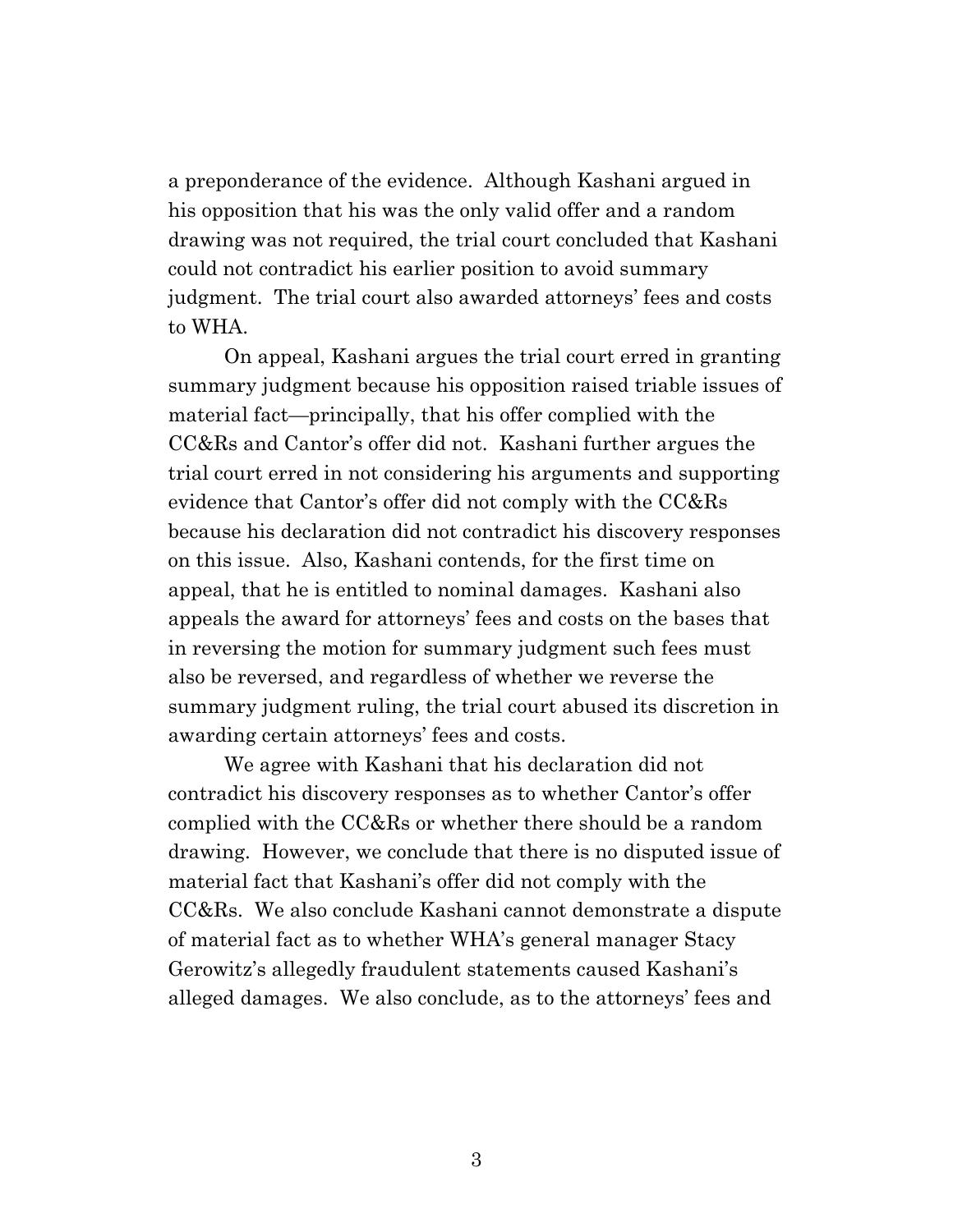a preponderance of the evidence. Although Kashani argued in his opposition that his was the only valid offer and a random drawing was not required, the trial court concluded that Kashani could not contradict his earlier position to avoid summary judgment. The trial court also awarded attorneys' fees and costs to WHA.

On appeal, Kashani argues the trial court erred in granting summary judgment because his opposition raised triable issues of material fact—principally, that his offer complied with the CC&Rs and Cantor's offer did not. Kashani further argues the trial court erred in not considering his arguments and supporting evidence that Cantor's offer did not comply with the CC&Rs because his declaration did not contradict his discovery responses on this issue. Also, Kashani contends, for the first time on appeal, that he is entitled to nominal damages. Kashani also appeals the award for attorneys' fees and costs on the bases that in reversing the motion for summary judgment such fees must also be reversed, and regardless of whether we reverse the summary judgment ruling, the trial court abused its discretion in awarding certain attorneys' fees and costs.

We agree with Kashani that his declaration did not contradict his discovery responses as to whether Cantor's offer complied with the CC&Rs or whether there should be a random drawing. However, we conclude that there is no disputed issue of material fact that Kashani's offer did not comply with the CC&Rs. We also conclude Kashani cannot demonstrate a dispute of material fact as to whether WHA's general manager Stacy Gerowitz's allegedly fraudulent statements caused Kashani's alleged damages. We also conclude, as to the attorneys' fees and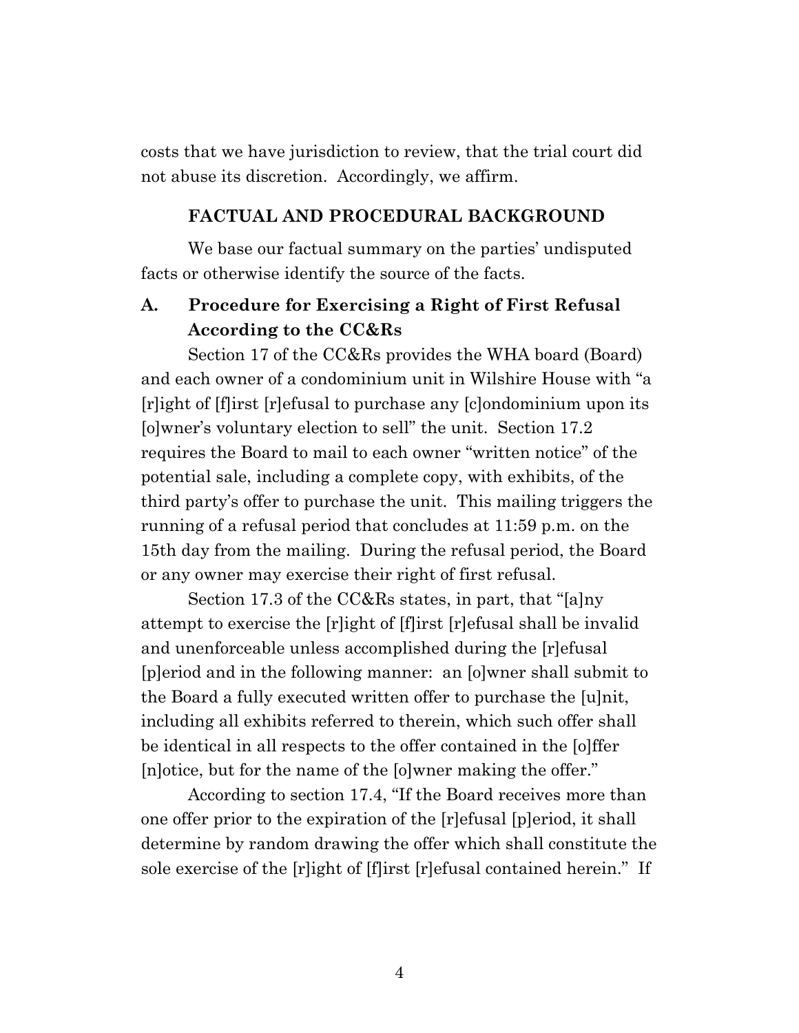costs that we have jurisdiction to review, that the trial court did not abuse its discretion. Accordingly, we affirm.

## FACTUAL AND PROCEDURAL BACKGROUND

We base our factual summary on the parties' undisputed facts or otherwise identify the source of the facts.

### A. Procedure for Exercising a Right of First Refusal According to the CC&Rs

Section 17 of the CC&Rs provides the WHA board (Board) and each owner of a condominium unit in Wilshire House with "a [r]ight of [f]irst [r]efusal to purchase any [c]ondominium upon its [o]wner's voluntary election to sell" the unit. Section 17.2 requires the Board to mail to each owner "written notice" of the potential sale, including a complete copy, with exhibits, of the third party's offer to purchase the unit. This mailing triggers the running of a refusal period that concludes at 11:59 p.m. on the 15th day from the mailing. During the refusal period, the Board or any owner may exercise their right of first refusal.

Section 17.3 of the CC&Rs states, in part, that "[a]ny attempt to exercise the [r]ight of [f]irst [r]efusal shall be invalid and unenforceable unless accomplished during the [r]efusal [p]eriod and in the following manner: an [o]wner shall submit to the Board a fully executed written offer to purchase the [u]nit, including all exhibits referred to therein, which such offer shall be identical in all respects to the offer contained in the [o]ffer [n]otice, but for the name of the [o]wner making the offer."

According to section 17.4, "If the Board receives more than one offer prior to the expiration of the [r]efusal [p]eriod, it shall determine by random drawing the offer which shall constitute the sole exercise of the [r]ight of [f]irst [r]efusal contained herein." If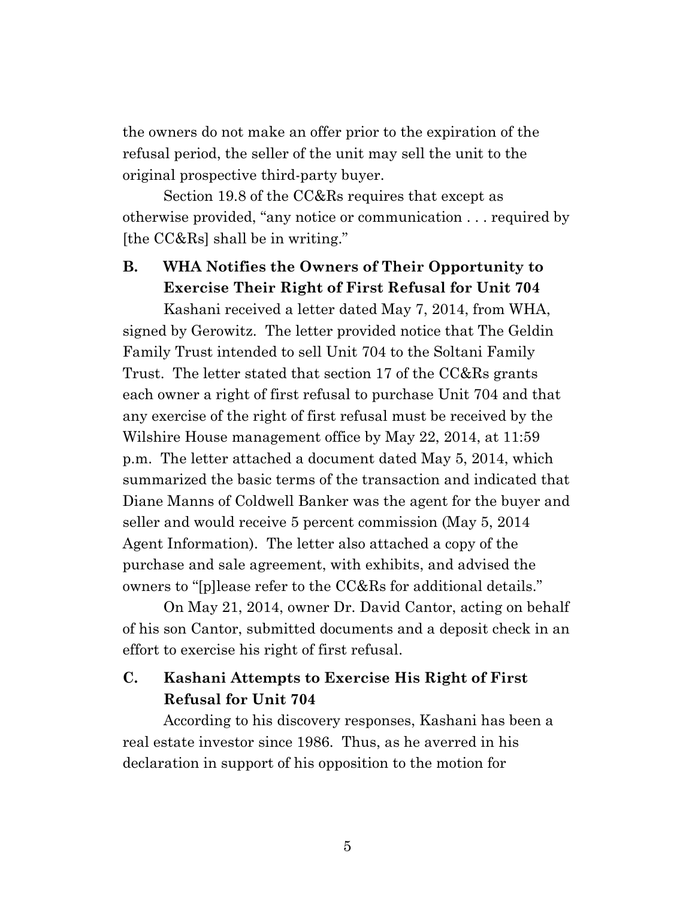the owners do not make an offer prior to the expiration of the refusal period, the seller of the unit may sell the unit to the original prospective third-party buyer.

Section 19.8 of the CC&Rs requires that except as otherwise provided, "any notice or communication . . . required by [the CC&Rs] shall be in writing."

### B. WHA Notifies the Owners of Their Opportunity to Exercise Their Right of First Refusal for Unit 704

Kashani received a letter dated May 7, 2014, from WHA, signed by Gerowitz. The letter provided notice that The Geldin Family Trust intended to sell Unit 704 to the Soltani Family Trust. The letter stated that section 17 of the CC&Rs grants each owner a right of first refusal to purchase Unit 704 and that any exercise of the right of first refusal must be received by the Wilshire House management office by May 22, 2014, at 11:59 p.m. The letter attached a document dated May 5, 2014, which summarized the basic terms of the transaction and indicated that Diane Manns of Coldwell Banker was the agent for the buyer and seller and would receive 5 percent commission (May 5, 2014 Agent Information). The letter also attached a copy of the purchase and sale agreement, with exhibits, and advised the owners to "[p]lease refer to the CC&Rs for additional details."

On May 21, 2014, owner Dr. David Cantor, acting on behalf of his son Cantor, submitted documents and a deposit check in an effort to exercise his right of first refusal.

### C. Kashani Attempts to Exercise His Right of First Refusal for Unit 704

According to his discovery responses, Kashani has been a real estate investor since 1986. Thus, as he averred in his declaration in support of his opposition to the motion for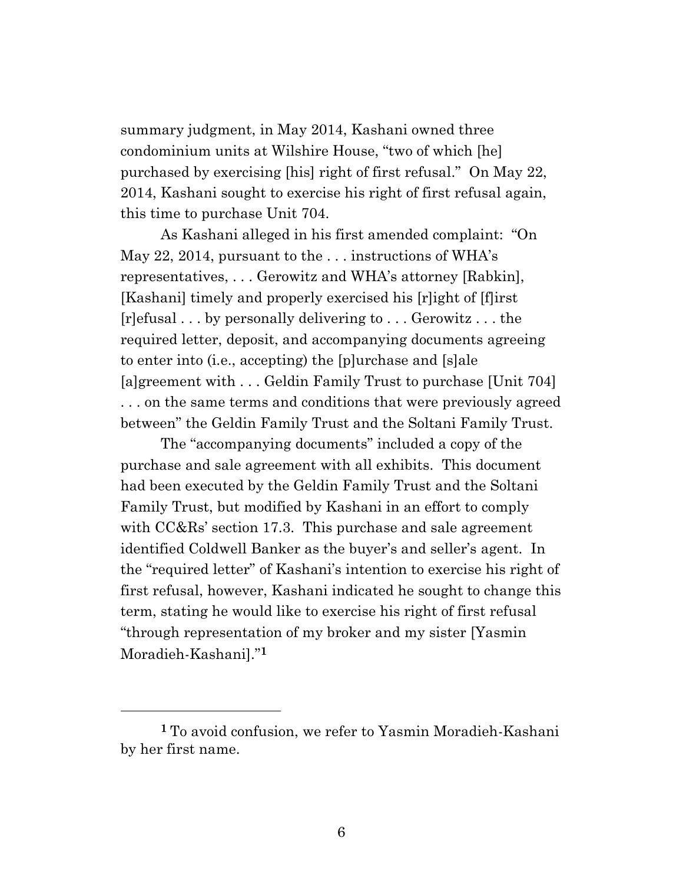summary judgment, in May 2014, Kashani owned three condominium units at Wilshire House, "two of which [he] purchased by exercising [his] right of first refusal." On May 22, 2014, Kashani sought to exercise his right of first refusal again, this time to purchase Unit 704.

As Kashani alleged in his first amended complaint: "On May 22, 2014, pursuant to the . . . instructions of WHA's representatives, . . . Gerowitz and WHA's attorney [Rabkin], [Kashani] timely and properly exercised his [r]ight of [f]irst [r]efusal . . . by personally delivering to . . . Gerowitz . . . the required letter, deposit, and accompanying documents agreeing to enter into (i.e., accepting) the [p]urchase and [s]ale [a]greement with . . . Geldin Family Trust to purchase [Unit 704] . . . on the same terms and conditions that were previously agreed between" the Geldin Family Trust and the Soltani Family Trust.

The "accompanying documents" included a copy of the purchase and sale agreement with all exhibits. This document had been executed by the Geldin Family Trust and the Soltani Family Trust, but modified by Kashani in an effort to comply with CC&Rs' section 17.3. This purchase and sale agreement identified Coldwell Banker as the buyer's and seller's agent. In the "required letter" of Kashani's intention to exercise his right of first refusal, however, Kashani indicated he sought to change this term, stating he would like to exercise his right of first refusal "through representation of my broker and my sister [Yasmin Moradieh-Kashani]."[1]

---

[1] To avoid confusion, we refer to Yasmin Moradieh-Kashani by her first name.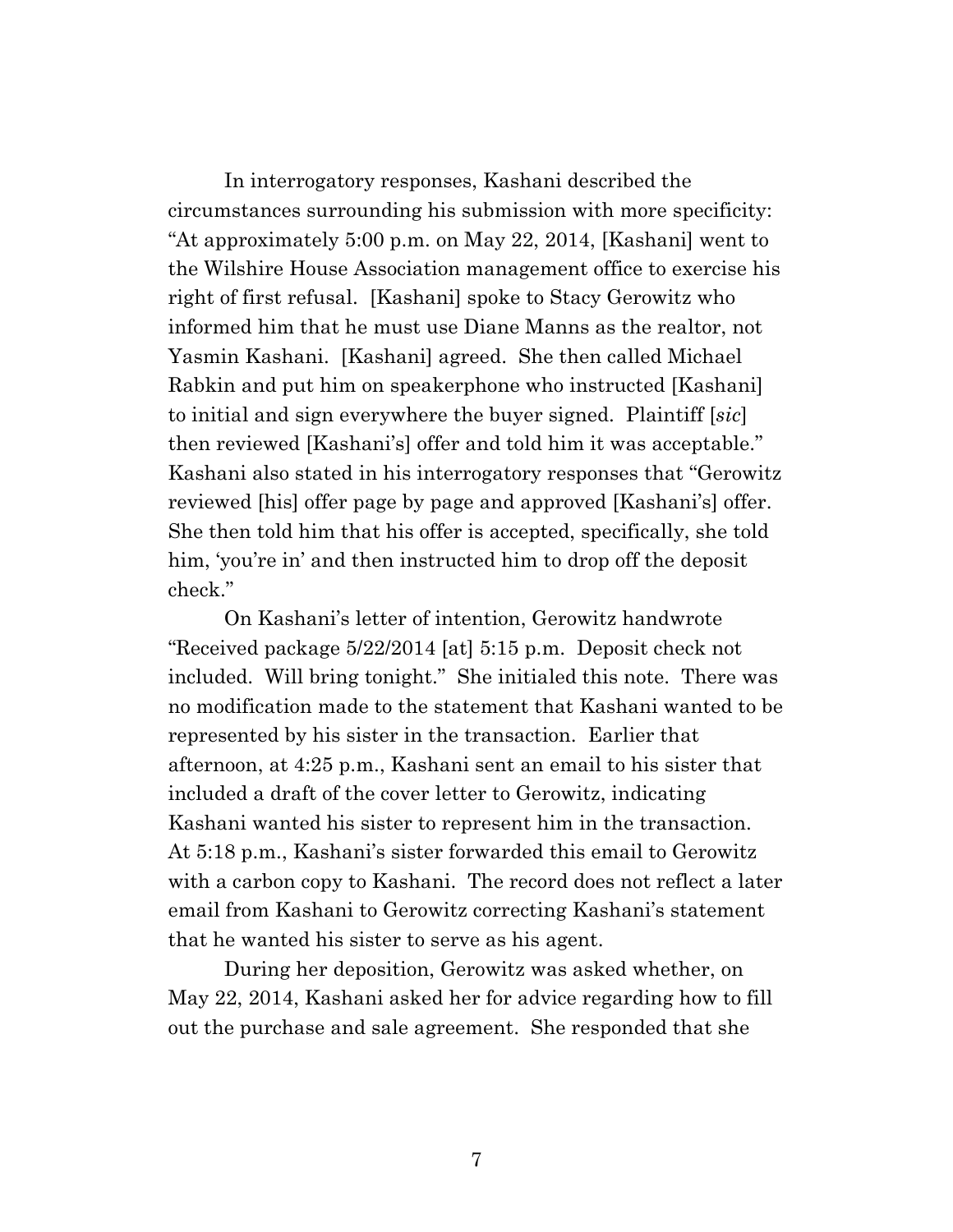In interrogatory responses, Kashani described the circumstances surrounding his submission with more specificity: "At approximately 5:00 p.m. on May 22, 2014, [Kashani] went to the Wilshire House Association management office to exercise his right of first refusal. [Kashani] spoke to Stacy Gerowitz who informed him that he must use Diane Manns as the realtor, not Yasmin Kashani. [Kashani] agreed. She then called Michael Rabkin and put him on speakerphone who instructed [Kashani] to initial and sign everywhere the buyer signed. Plaintiff [*sic*] then reviewed [Kashani's] offer and told him it was acceptable." Kashani also stated in his interrogatory responses that "Gerowitz reviewed [his] offer page by page and approved [Kashani's] offer. She then told him that his offer is accepted, specifically, she told him, 'you're in' and then instructed him to drop off the deposit check."

On Kashani's letter of intention, Gerowitz handwrote "Received package 5/22/2014 [at] 5:15 p.m. Deposit check not included. Will bring tonight." She initialed this note. There was no modification made to the statement that Kashani wanted to be represented by his sister in the transaction. Earlier that afternoon, at 4:25 p.m., Kashani sent an email to his sister that included a draft of the cover letter to Gerowitz, indicating Kashani wanted his sister to represent him in the transaction. At 5:18 p.m., Kashani's sister forwarded this email to Gerowitz with a carbon copy to Kashani. The record does not reflect a later email from Kashani to Gerowitz correcting Kashani's statement that he wanted his sister to serve as his agent.

During her deposition, Gerowitz was asked whether, on May 22, 2014, Kashani asked her for advice regarding how to fill out the purchase and sale agreement. She responded that she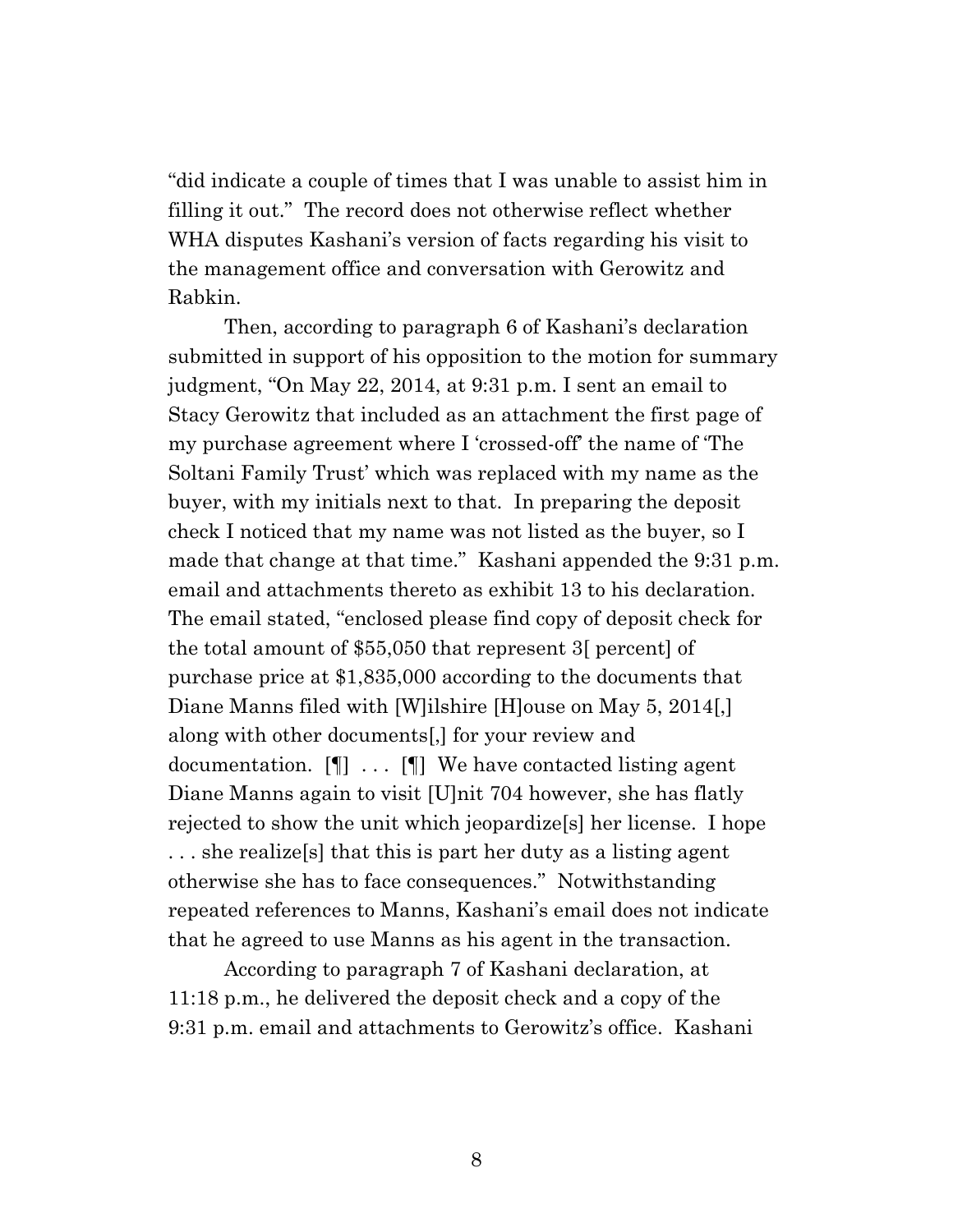“did indicate a couple of times that I was unable to assist him in filling it out.” The record does not otherwise reflect whether WHA disputes Kashani’s version of facts regarding his visit to the management office and conversation with Gerowitz and Rabkin.

Then, according to paragraph 6 of Kashani’s declaration submitted in support of his opposition to the motion for summary judgment, “On May 22, 2014, at 9:31 p.m. I sent an email to Stacy Gerowitz that included as an attachment the first page of my purchase agreement where I ‘crossed-off’ the name of ‘The Soltani Family Trust’ which was replaced with my name as the buyer, with my initials next to that. In preparing the deposit check I noticed that my name was not listed as the buyer, so I made that change at that time.” Kashani appended the 9:31 p.m. email and attachments thereto as exhibit 13 to his declaration. The email stated, “enclosed please find copy of deposit check for the total amount of $55,050 that represent 3[ percent] of purchase price at $1,835,000 according to the documents that Diane Manns filed with [W]ilshire [H]ouse on May 5, 2014[,] along with other documents[,] for your review and documentation. [¶] . . . [¶] We have contacted listing agent Diane Manns again to visit [U]nit 704 however, she has flatly rejected to show the unit which jeopardize[s] her license. I hope . . . she realize[s] that this is part her duty as a listing agent otherwise she has to face consequences.” Notwithstanding repeated references to Manns, Kashani’s email does not indicate that he agreed to use Manns as his agent in the transaction.

According to paragraph 7 of Kashani declaration, at 11:18 p.m., he delivered the deposit check and a copy of the 9:31 p.m. email and attachments to Gerowitz’s office. Kashani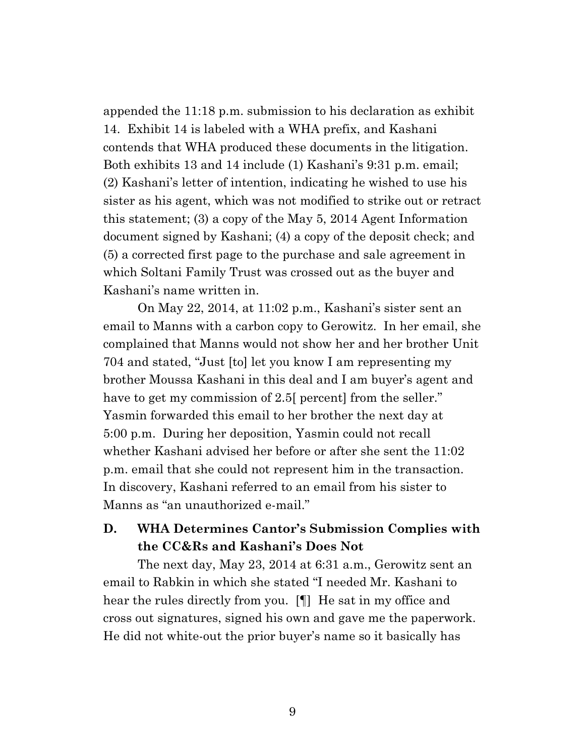appended the 11:18 p.m. submission to his declaration as exhibit 14. Exhibit 14 is labeled with a WHA prefix, and Kashani contends that WHA produced these documents in the litigation. Both exhibits 13 and 14 include (1) Kashani's 9:31 p.m. email; (2) Kashani's letter of intention, indicating he wished to use his sister as his agent, which was not modified to strike out or retract this statement; (3) a copy of the May 5, 2014 Agent Information document signed by Kashani; (4) a copy of the deposit check; and (5) a corrected first page to the purchase and sale agreement in which Soltani Family Trust was crossed out as the buyer and Kashani's name written in.

On May 22, 2014, at 11:02 p.m., Kashani's sister sent an email to Manns with a carbon copy to Gerowitz. In her email, she complained that Manns would not show her and her brother Unit 704 and stated, "Just [to] let you know I am representing my brother Moussa Kashani in this deal and I am buyer's agent and have to get my commission of 2.5[ percent] from the seller." Yasmin forwarded this email to her brother the next day at 5:00 p.m. During her deposition, Yasmin could not recall whether Kashani advised her before or after she sent the 11:02 p.m. email that she could not represent him in the transaction. In discovery, Kashani referred to an email from his sister to Manns as "an unauthorized e-mail."

### D. WHA Determines Cantor's Submission Complies with the CC&Rs and Kashani's Does Not

The next day, May 23, 2014 at 6:31 a.m., Gerowitz sent an email to Rabkin in which she stated "I needed Mr. Kashani to hear the rules directly from you. [¶] He sat in my office and cross out signatures, signed his own and gave me the paperwork. He did not white-out the prior buyer's name so it basically has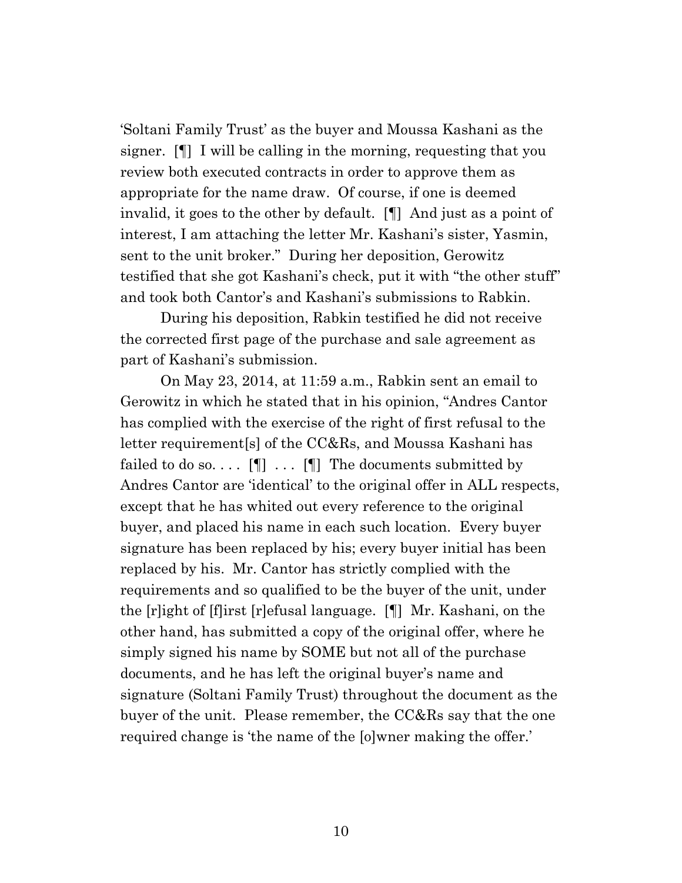'Soltani Family Trust' as the buyer and Moussa Kashani as the signer. [¶] I will be calling in the morning, requesting that you review both executed contracts in order to approve them as appropriate for the name draw. Of course, if one is deemed invalid, it goes to the other by default. [¶] And just as a point of interest, I am attaching the letter Mr. Kashani's sister, Yasmin, sent to the unit broker." During her deposition, Gerowitz testified that she got Kashani's check, put it with "the other stuff" and took both Cantor's and Kashani's submissions to Rabkin.

During his deposition, Rabkin testified he did not receive the corrected first page of the purchase and sale agreement as part of Kashani's submission.

On May 23, 2014, at 11:59 a.m., Rabkin sent an email to Gerowitz in which he stated that in his opinion, "Andres Cantor has complied with the exercise of the right of first refusal to the letter requirement[s] of the CC&Rs, and Moussa Kashani has failed to do so. . . . [¶] . . . [¶] The documents submitted by Andres Cantor are 'identical' to the original offer in ALL respects, except that he has whited out every reference to the original buyer, and placed his name in each such location. Every buyer signature has been replaced by his; every buyer initial has been replaced by his. Mr. Cantor has strictly complied with the requirements and so qualified to be the buyer of the unit, under the [r]ight of [f]irst [r]efusal language. [¶] Mr. Kashani, on the other hand, has submitted a copy of the original offer, where he simply signed his name by SOME but not all of the purchase documents, and he has left the original buyer's name and signature (Soltani Family Trust) throughout the document as the buyer of the unit. Please remember, the CC&Rs say that the one required change is 'the name of the [o]wner making the offer.'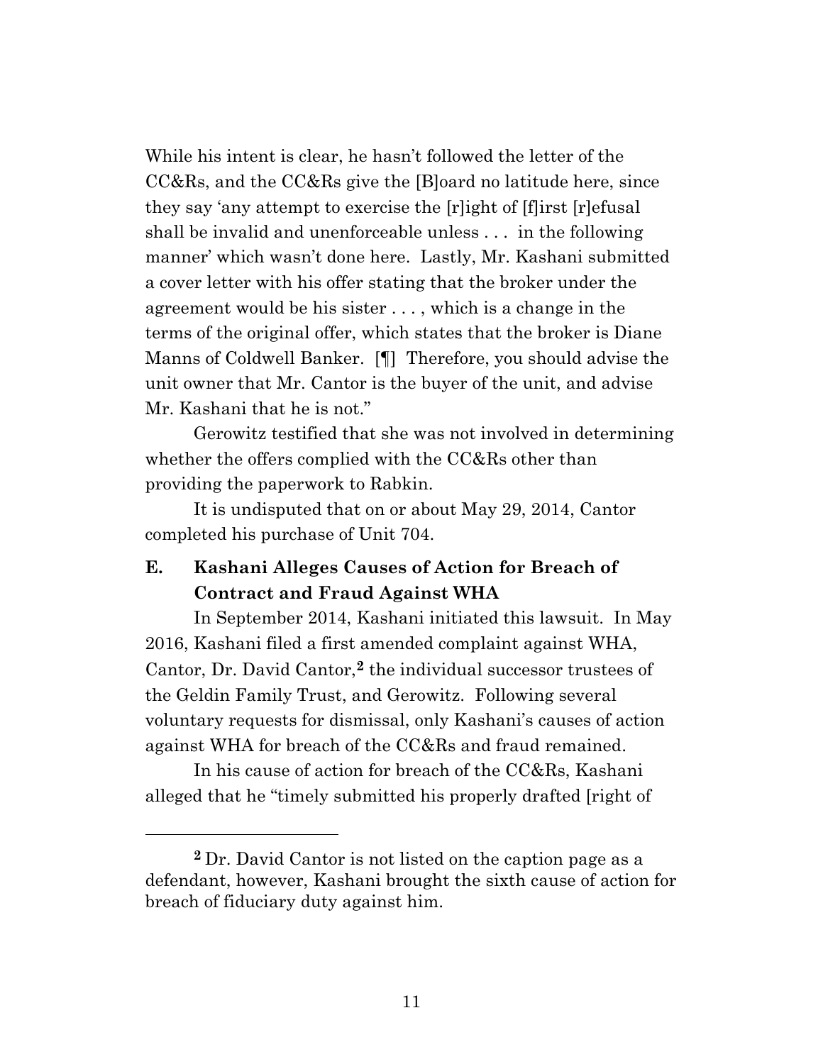While his intent is clear, he hasn't followed the letter of the CC&Rs, and the CC&Rs give the [B]oard no latitude here, since they say 'any attempt to exercise the [r]ight of [f]irst [r]efusal shall be invalid and unenforceable unless . . . in the following manner' which wasn't done here. Lastly, Mr. Kashani submitted a cover letter with his offer stating that the broker under the agreement would be his sister . . . , which is a change in the terms of the original offer, which states that the broker is Diane Manns of Coldwell Banker. [¶] Therefore, you should advise the unit owner that Mr. Cantor is the buyer of the unit, and advise Mr. Kashani that he is not."

Gerowitz testified that she was not involved in determining whether the offers complied with the CC&Rs other than providing the paperwork to Rabkin.

It is undisputed that on or about May 29, 2014, Cantor completed his purchase of Unit 704.

### E. Kashani Alleges Causes of Action for Breach of Contract and Fraud Against WHA

In September 2014, Kashani initiated this lawsuit. In May 2016, Kashani filed a first amended complaint against WHA, Cantor, Dr. David Cantor,[2] the individual successor trustees of the Geldin Family Trust, and Gerowitz. Following several voluntary requests for dismissal, only Kashani's causes of action against WHA for breach of the CC&Rs and fraud remained.

In his cause of action for breach of the CC&Rs, Kashani alleged that he "timely submitted his properly drafted [right of

---

[2] Dr. David Cantor is not listed on the caption page as a defendant, however, Kashani brought the sixth cause of action for breach of fiduciary duty against him.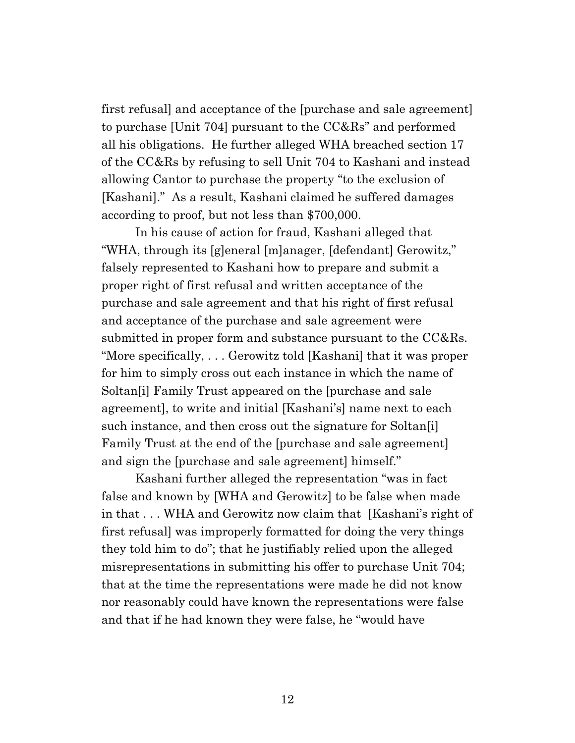first refusal] and acceptance of the [purchase and sale agreement] to purchase [Unit 704] pursuant to the CC&Rs" and performed all his obligations. He further alleged WHA breached section 17 of the CC&Rs by refusing to sell Unit 704 to Kashani and instead allowing Cantor to purchase the property "to the exclusion of [Kashani]." As a result, Kashani claimed he suffered damages according to proof, but not less than $700,000.

In his cause of action for fraud, Kashani alleged that "WHA, through its [g]eneral [m]anager, [defendant] Gerowitz," falsely represented to Kashani how to prepare and submit a proper right of first refusal and written acceptance of the purchase and sale agreement and that his right of first refusal and acceptance of the purchase and sale agreement were submitted in proper form and substance pursuant to the CC&Rs. "More specifically, . . . Gerowitz told [Kashani] that it was proper for him to simply cross out each instance in which the name of Soltan[i] Family Trust appeared on the [purchase and sale agreement], to write and initial [Kashani's] name next to each such instance, and then cross out the signature for Soltan[i] Family Trust at the end of the [purchase and sale agreement] and sign the [purchase and sale agreement] himself."

Kashani further alleged the representation "was in fact false and known by [WHA and Gerowitz] to be false when made in that . . . WHA and Gerowitz now claim that [Kashani's right of first refusal] was improperly formatted for doing the very things they told him to do"; that he justifiably relied upon the alleged misrepresentations in submitting his offer to purchase Unit 704; that at the time the representations were made he did not know nor reasonably could have known the representations were false and that if he had known they were false, he "would have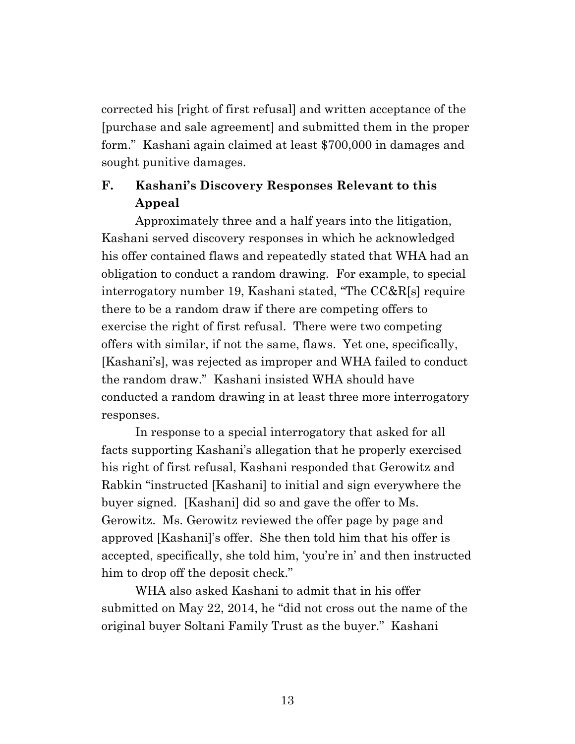corrected his [right of first refusal] and written acceptance of the [purchase and sale agreement] and submitted them in the proper form." Kashani again claimed at least $700,000 in damages and sought punitive damages.

### F. Kashani's Discovery Responses Relevant to this Appeal

Approximately three and a half years into the litigation, Kashani served discovery responses in which he acknowledged his offer contained flaws and repeatedly stated that WHA had an obligation to conduct a random drawing. For example, to special interrogatory number 19, Kashani stated, "The CC&R[s] require there to be a random draw if there are competing offers to exercise the right of first refusal. There were two competing offers with similar, if not the same, flaws. Yet one, specifically, [Kashani's], was rejected as improper and WHA failed to conduct the random draw." Kashani insisted WHA should have conducted a random drawing in at least three more interrogatory responses.

In response to a special interrogatory that asked for all facts supporting Kashani's allegation that he properly exercised his right of first refusal, Kashani responded that Gerowitz and Rabkin "instructed [Kashani] to initial and sign everywhere the buyer signed. [Kashani] did so and gave the offer to Ms. Gerowitz. Ms. Gerowitz reviewed the offer page by page and approved [Kashani]'s offer. She then told him that his offer is accepted, specifically, she told him, 'you're in' and then instructed him to drop off the deposit check."

WHA also asked Kashani to admit that in his offer submitted on May 22, 2014, he "did not cross out the name of the original buyer Soltani Family Trust as the buyer." Kashani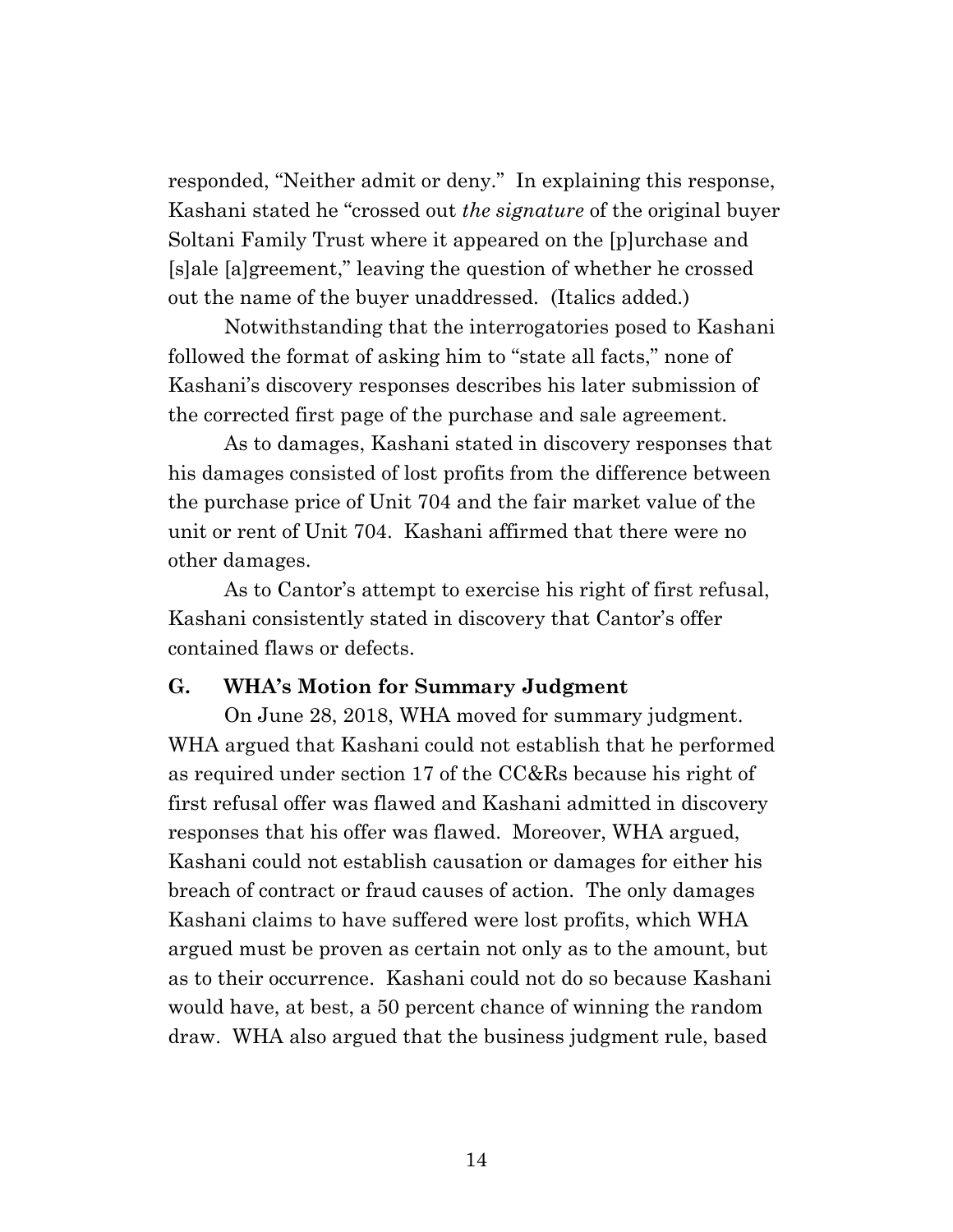responded, "Neither admit or deny." In explaining this response, Kashani stated he "crossed out *the signature* of the original buyer Soltani Family Trust where it appeared on the [p]urchase and [s]ale [a]greement," leaving the question of whether he crossed out the name of the buyer unaddressed. (Italics added.)

Notwithstanding that the interrogatories posed to Kashani followed the format of asking him to "state all facts," none of Kashani's discovery responses describes his later submission of the corrected first page of the purchase and sale agreement.

As to damages, Kashani stated in discovery responses that his damages consisted of lost profits from the difference between the purchase price of Unit 704 and the fair market value of the unit or rent of Unit 704. Kashani affirmed that there were no other damages.

As to Cantor's attempt to exercise his right of first refusal, Kashani consistently stated in discovery that Cantor's offer contained flaws or defects.

### G. WHA's Motion for Summary Judgment

On June 28, 2018, WHA moved for summary judgment. WHA argued that Kashani could not establish that he performed as required under section 17 of the CC&Rs because his right of first refusal offer was flawed and Kashani admitted in discovery responses that his offer was flawed. Moreover, WHA argued, Kashani could not establish causation or damages for either his breach of contract or fraud causes of action. The only damages Kashani claims to have suffered were lost profits, which WHA argued must be proven as certain not only as to the amount, but as to their occurrence. Kashani could not do so because Kashani would have, at best, a 50 percent chance of winning the random draw. WHA also argued that the business judgment rule, based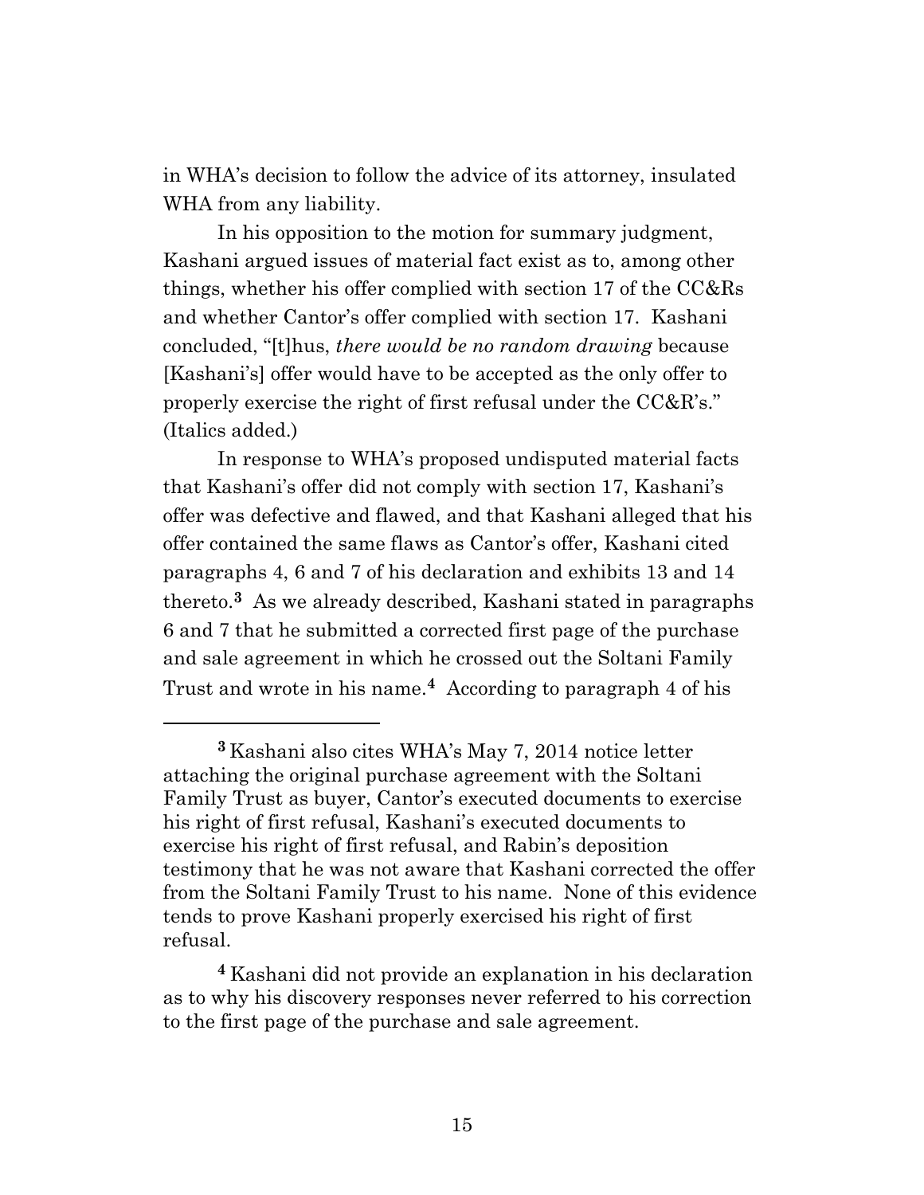in WHA's decision to follow the advice of its attorney, insulated WHA from any liability.

In his opposition to the motion for summary judgment, Kashani argued issues of material fact exist as to, among other things, whether his offer complied with section 17 of the CC&Rs and whether Cantor's offer complied with section 17. Kashani concluded, "[t]hus, *there would be no random drawing* because [Kashani's] offer would have to be accepted as the only offer to properly exercise the right of first refusal under the CC&R's." (Italics added.)

In response to WHA's proposed undisputed material facts that Kashani's offer did not comply with section 17, Kashani's offer was defective and flawed, and that Kashani alleged that his offer contained the same flaws as Cantor's offer, Kashani cited paragraphs 4, 6 and 7 of his declaration and exhibits 13 and 14 thereto.[3] As we already described, Kashani stated in paragraphs 6 and 7 that he submitted a corrected first page of the purchase and sale agreement in which he crossed out the Soltani Family Trust and wrote in his name.[4] According to paragraph 4 of his

---

[3] Kashani also cites WHA's May 7, 2014 notice letter attaching the original purchase agreement with the Soltani Family Trust as buyer, Cantor's executed documents to exercise his right of first refusal, Kashani's executed documents to exercise his right of first refusal, and Rabin's deposition testimony that he was not aware that Kashani corrected the offer from the Soltani Family Trust to his name. None of this evidence tends to prove Kashani properly exercised his right of first refusal.

[4] Kashani did not provide an explanation in his declaration as to why his discovery responses never referred to his correction to the first page of the purchase and sale agreement.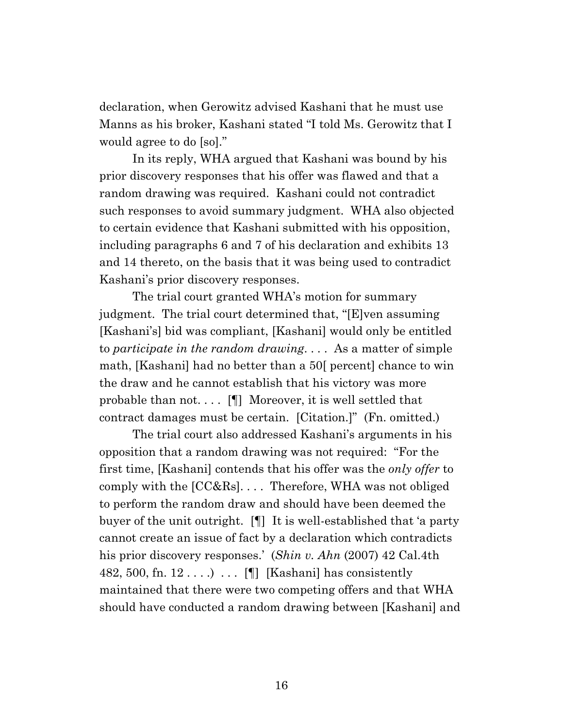declaration, when Gerowitz advised Kashani that he must use Manns as his broker, Kashani stated "I told Ms. Gerowitz that I would agree to do [so]."

In its reply, WHA argued that Kashani was bound by his prior discovery responses that his offer was flawed and that a random drawing was required. Kashani could not contradict such responses to avoid summary judgment. WHA also objected to certain evidence that Kashani submitted with his opposition, including paragraphs 6 and 7 of his declaration and exhibits 13 and 14 thereto, on the basis that it was being used to contradict Kashani's prior discovery responses.

The trial court granted WHA's motion for summary judgment. The trial court determined that, "[E]ven assuming [Kashani's] bid was compliant, [Kashani] would only be entitled to *participate in the random drawing*. . . . As a matter of simple math, [Kashani] had no better than a 50[ percent] chance to win the draw and he cannot establish that his victory was more probable than not. . . . [¶] Moreover, it is well settled that contract damages must be certain. [Citation.]" (Fn. omitted.)

The trial court also addressed Kashani's arguments in his opposition that a random drawing was not required: "For the first time, [Kashani] contends that his offer was the *only offer* to comply with the [CC&Rs]. . . . Therefore, WHA was not obliged to perform the random draw and should have been deemed the buyer of the unit outright. [¶] It is well-established that 'a party cannot create an issue of fact by a declaration which contradicts his prior discovery responses.' (*Shin v. Ahn* (2007) 42 Cal.4th 482, 500, fn. 12 . . . .) . . . [¶] [Kashani] has consistently maintained that there were two competing offers and that WHA should have conducted a random drawing between [Kashani] and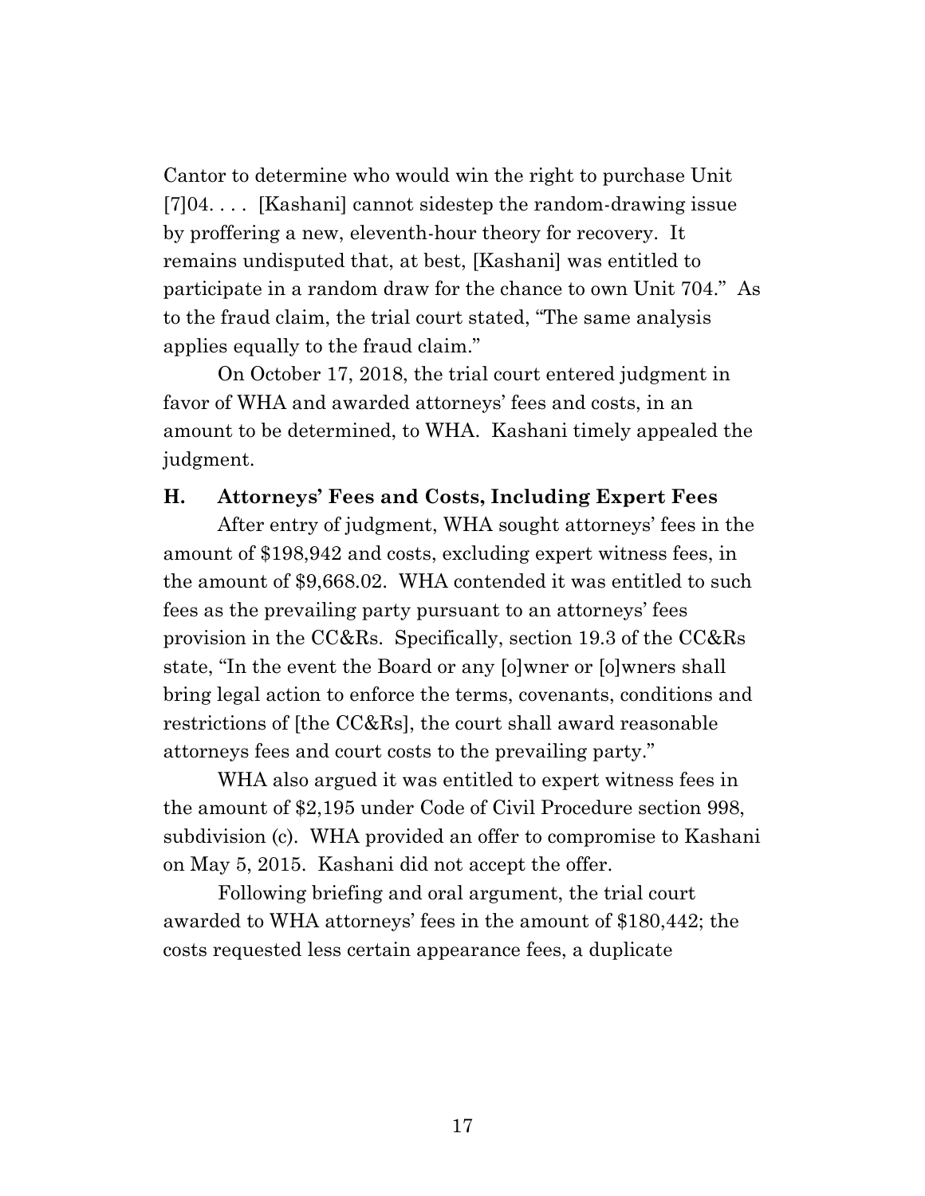Cantor to determine who would win the right to purchase Unit [7]04. . . . [Kashani] cannot sidestep the random-drawing issue by proffering a new, eleventh-hour theory for recovery. It remains undisputed that, at best, [Kashani] was entitled to participate in a random draw for the chance to own Unit 704." As to the fraud claim, the trial court stated, "The same analysis applies equally to the fraud claim."

On October 17, 2018, the trial court entered judgment in favor of WHA and awarded attorneys' fees and costs, in an amount to be determined, to WHA. Kashani timely appealed the judgment.

### H. Attorneys' Fees and Costs, Including Expert Fees

After entry of judgment, WHA sought attorneys' fees in the amount of $198,942 and costs, excluding expert witness fees, in the amount of $9,668.02. WHA contended it was entitled to such fees as the prevailing party pursuant to an attorneys' fees provision in the CC&Rs. Specifically, section 19.3 of the CC&Rs state, "In the event the Board or any [o]wner or [o]wners shall bring legal action to enforce the terms, covenants, conditions and restrictions of [the CC&Rs], the court shall award reasonable attorneys fees and court costs to the prevailing party."

WHA also argued it was entitled to expert witness fees in the amount of $2,195 under Code of Civil Procedure section 998, subdivision (c). WHA provided an offer to compromise to Kashani on May 5, 2015. Kashani did not accept the offer.

Following briefing and oral argument, the trial court awarded to WHA attorneys' fees in the amount of $180,442; the costs requested less certain appearance fees, a duplicate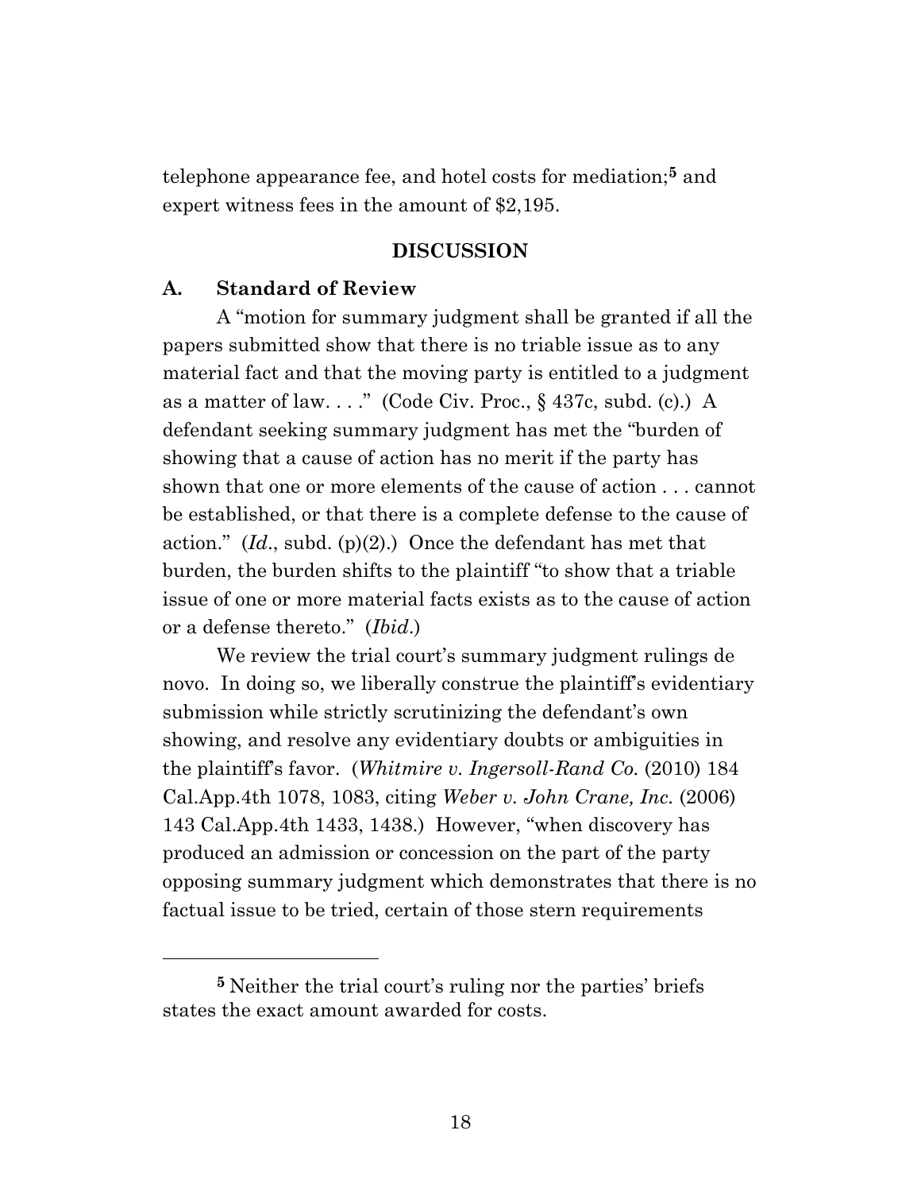telephone appearance fee, and hotel costs for mediation;[5] and expert witness fees in the amount of $2,195.

## DISCUSSION

### A. Standard of Review

A "motion for summary judgment shall be granted if all the papers submitted show that there is no triable issue as to any material fact and that the moving party is entitled to a judgment as a matter of law. . . ." (Code Civ. Proc., § 437c, subd. (c).) A defendant seeking summary judgment has met the "burden of showing that a cause of action has no merit if the party has shown that one or more elements of the cause of action . . . cannot be established, or that there is a complete defense to the cause of action." (*Id*., subd. (p)(2).) Once the defendant has met that burden, the burden shifts to the plaintiff "to show that a triable issue of one or more material facts exists as to the cause of action or a defense thereto." (*Ibid*.)

We review the trial court's summary judgment rulings de novo. In doing so, we liberally construe the plaintiff's evidentiary submission while strictly scrutinizing the defendant's own showing, and resolve any evidentiary doubts or ambiguities in the plaintiff's favor. (*Whitmire v. Ingersoll-Rand Co.* (2010) 184 Cal.App.4th 1078, 1083, citing *Weber v. John Crane, Inc.* (2006) 143 Cal.App.4th 1433, 1438.) However, "when discovery has produced an admission or concession on the part of the party opposing summary judgment which demonstrates that there is no factual issue to be tried, certain of those stern requirements

---

[5] Neither the trial court's ruling nor the parties' briefs states the exact amount awarded for costs.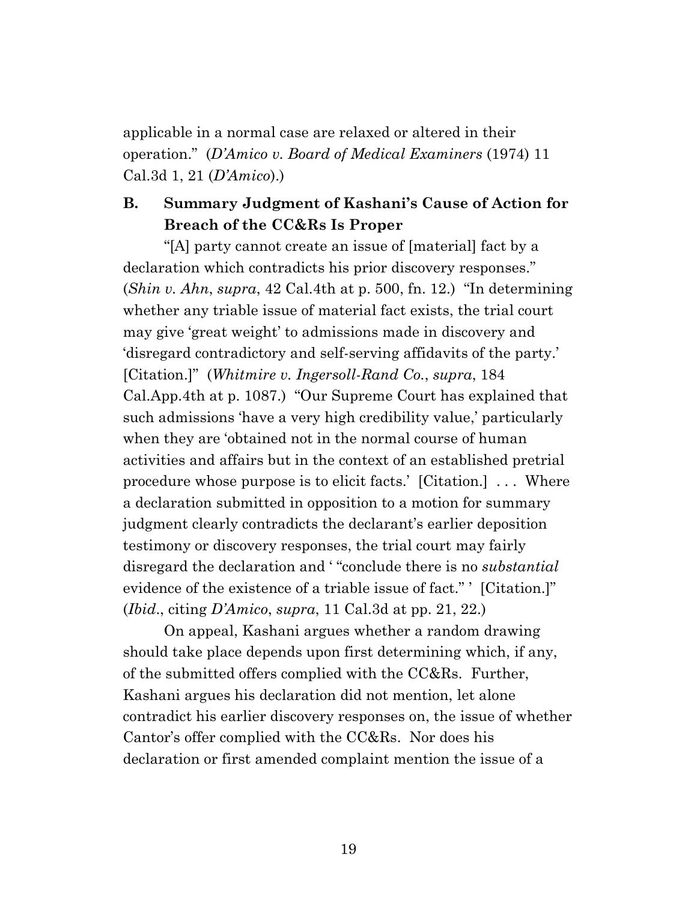applicable in a normal case are relaxed or altered in their operation." (*D'Amico v. Board of Medical Examiners* (1974) 11 Cal.3d 1, 21 (*D'Amico*).)

### B. Summary Judgment of Kashani's Cause of Action for Breach of the CC&Rs Is Proper

"[A] party cannot create an issue of [material] fact by a declaration which contradicts his prior discovery responses." (*Shin v. Ahn*, *supra*, 42 Cal.4th at p. 500, fn. 12.) "In determining whether any triable issue of material fact exists, the trial court may give 'great weight' to admissions made in discovery and 'disregard contradictory and self-serving affidavits of the party.' [Citation.]" (*Whitmire v. Ingersoll-Rand Co.*, *supra*, 184 Cal.App.4th at p. 1087.) "Our Supreme Court has explained that such admissions 'have a very high credibility value,' particularly when they are 'obtained not in the normal course of human activities and affairs but in the context of an established pretrial procedure whose purpose is to elicit facts.' [Citation.] . . . Where a declaration submitted in opposition to a motion for summary judgment clearly contradicts the declarant's earlier deposition testimony or discovery responses, the trial court may fairly disregard the declaration and ' "conclude there is no *substantial* evidence of the existence of a triable issue of fact." ' [Citation.]" (*Ibid*., citing *D'Amico*, *supra*, 11 Cal.3d at pp. 21, 22.)

On appeal, Kashani argues whether a random drawing should take place depends upon first determining which, if any, of the submitted offers complied with the CC&Rs. Further, Kashani argues his declaration did not mention, let alone contradict his earlier discovery responses on, the issue of whether Cantor's offer complied with the CC&Rs. Nor does his declaration or first amended complaint mention the issue of a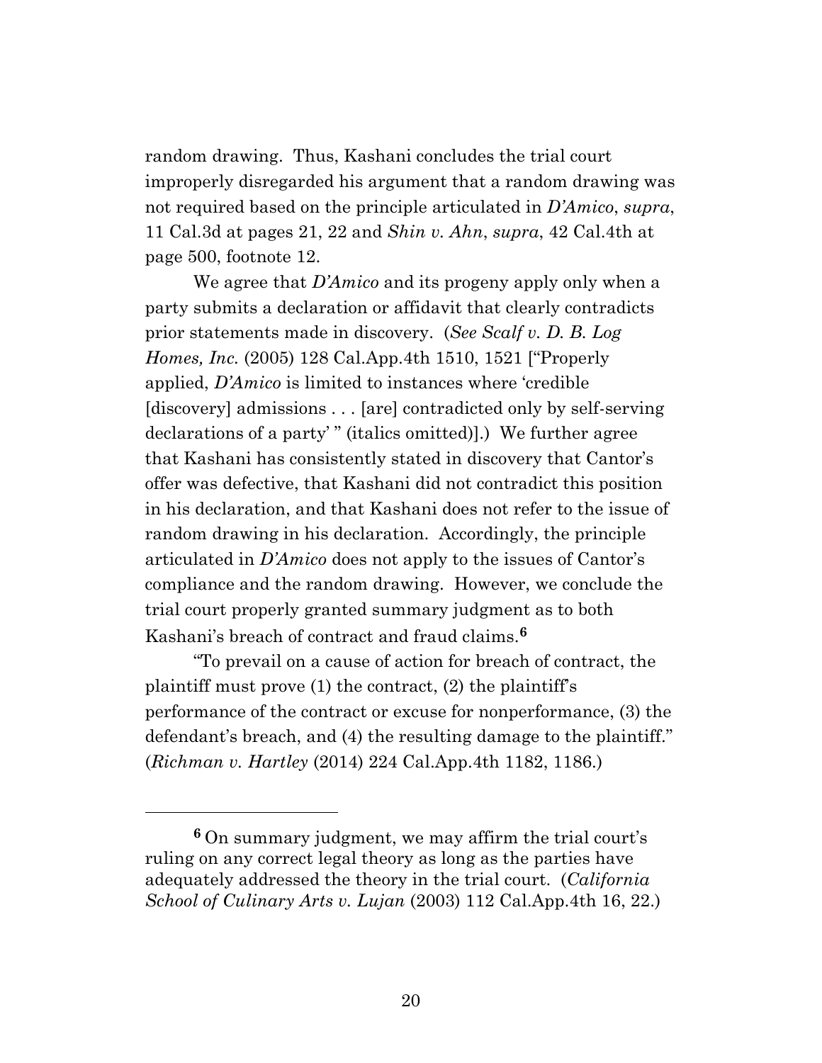random drawing. Thus, Kashani concludes the trial court improperly disregarded his argument that a random drawing was not required based on the principle articulated in *D'Amico*, *supra*, 11 Cal.3d at pages 21, 22 and *Shin v. Ahn*, *supra*, 42 Cal.4th at page 500, footnote 12.

We agree that *D'Amico* and its progeny apply only when a party submits a declaration or affidavit that clearly contradicts prior statements made in discovery. (*See Scalf v. D. B. Log Homes, Inc.* (2005) 128 Cal.App.4th 1510, 1521 ["Properly applied, *D'Amico* is limited to instances where 'credible [discovery] admissions . . . [are] contradicted only by self-serving declarations of a party' " (italics omitted)].) We further agree that Kashani has consistently stated in discovery that Cantor's offer was defective, that Kashani did not contradict this position in his declaration, and that Kashani does not refer to the issue of random drawing in his declaration. Accordingly, the principle articulated in *D'Amico* does not apply to the issues of Cantor's compliance and the random drawing. However, we conclude the trial court properly granted summary judgment as to both Kashani's breach of contract and fraud claims.[6]

"To prevail on a cause of action for breach of contract, the plaintiff must prove (1) the contract, (2) the plaintiff's performance of the contract or excuse for nonperformance, (3) the defendant's breach, and (4) the resulting damage to the plaintiff." (*Richman v. Hartley* (2014) 224 Cal.App.4th 1182, 1186.)

---

[6] On summary judgment, we may affirm the trial court's ruling on any correct legal theory as long as the parties have adequately addressed the theory in the trial court. (*California School of Culinary Arts v. Lujan* (2003) 112 Cal.App.4th 16, 22.)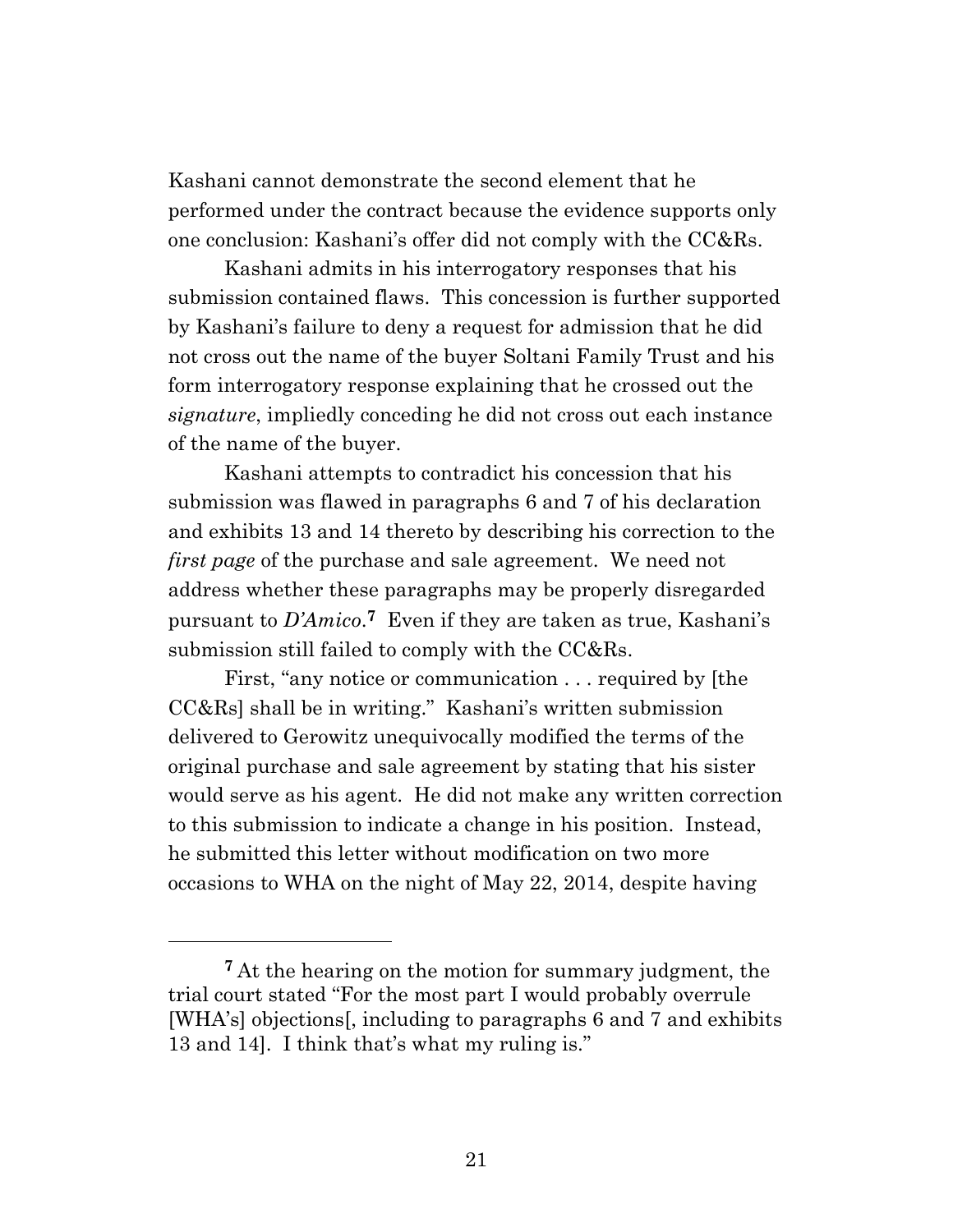Kashani cannot demonstrate the second element that he performed under the contract because the evidence supports only one conclusion: Kashani's offer did not comply with the CC&Rs.

Kashani admits in his interrogatory responses that his submission contained flaws. This concession is further supported by Kashani's failure to deny a request for admission that he did not cross out the name of the buyer Soltani Family Trust and his form interrogatory response explaining that he crossed out the *signature*, impliedly conceding he did not cross out each instance of the name of the buyer.

Kashani attempts to contradict his concession that his submission was flawed in paragraphs 6 and 7 of his declaration and exhibits 13 and 14 thereto by describing his correction to the *first page* of the purchase and sale agreement. We need not address whether these paragraphs may be properly disregarded pursuant to *D'Amico*.[7] Even if they are taken as true, Kashani's submission still failed to comply with the CC&Rs.

First, "any notice or communication . . . required by [the CC&Rs] shall be in writing." Kashani's written submission delivered to Gerowitz unequivocally modified the terms of the original purchase and sale agreement by stating that his sister would serve as his agent. He did not make any written correction to this submission to indicate a change in his position. Instead, he submitted this letter without modification on two more occasions to WHA on the night of May 22, 2014, despite having

---

[7] At the hearing on the motion for summary judgment, the trial court stated "For the most part I would probably overrule [WHA's] objections[, including to paragraphs 6 and 7 and exhibits 13 and 14]. I think that's what my ruling is."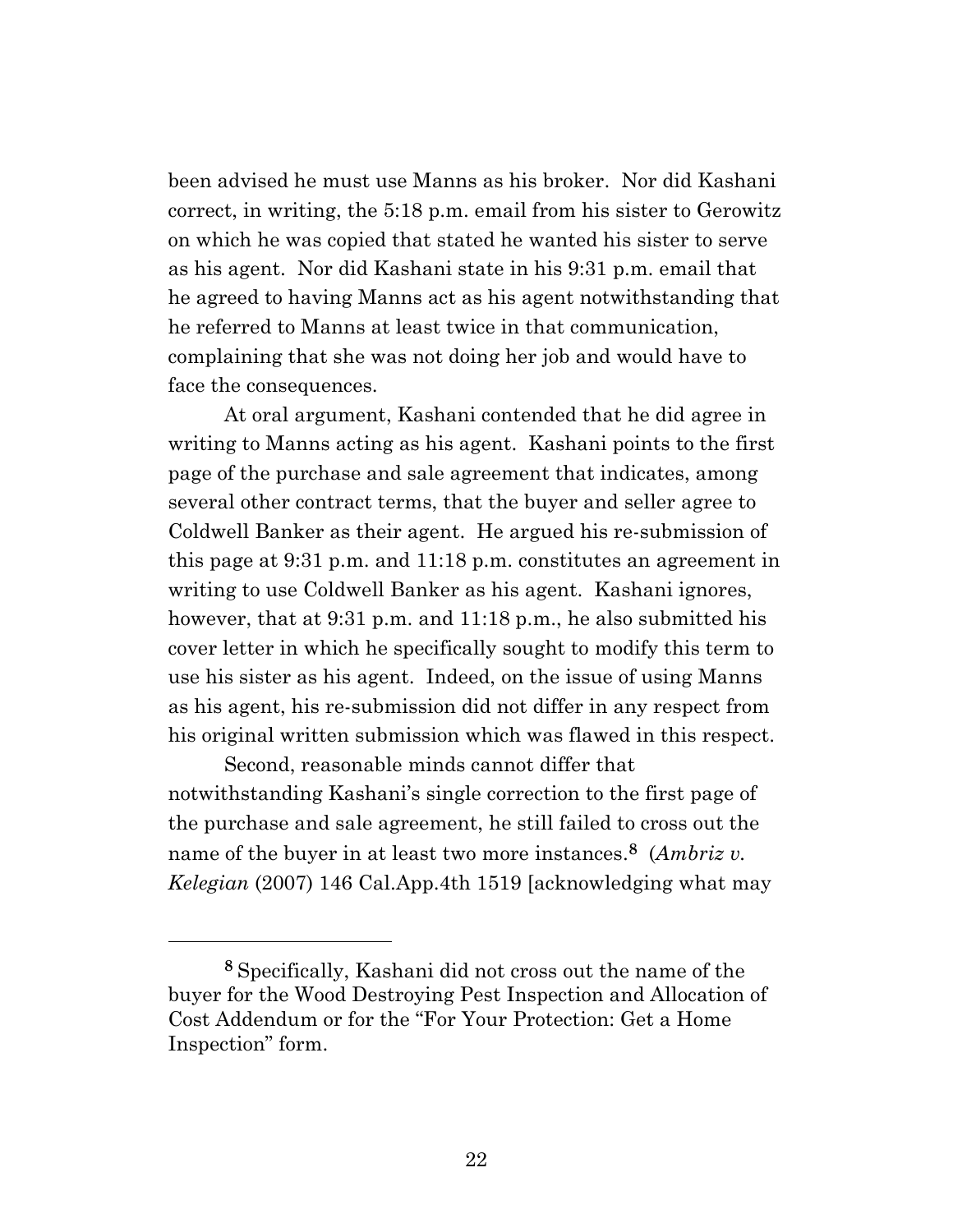been advised he must use Manns as his broker. Nor did Kashani correct, in writing, the 5:18 p.m. email from his sister to Gerowitz on which he was copied that stated he wanted his sister to serve as his agent. Nor did Kashani state in his 9:31 p.m. email that he agreed to having Manns act as his agent notwithstanding that he referred to Manns at least twice in that communication, complaining that she was not doing her job and would have to face the consequences.

At oral argument, Kashani contended that he did agree in writing to Manns acting as his agent. Kashani points to the first page of the purchase and sale agreement that indicates, among several other contract terms, that the buyer and seller agree to Coldwell Banker as their agent. He argued his re-submission of this page at 9:31 p.m. and 11:18 p.m. constitutes an agreement in writing to use Coldwell Banker as his agent. Kashani ignores, however, that at 9:31 p.m. and 11:18 p.m., he also submitted his cover letter in which he specifically sought to modify this term to use his sister as his agent. Indeed, on the issue of using Manns as his agent, his re-submission did not differ in any respect from his original written submission which was flawed in this respect.

Second, reasonable minds cannot differ that notwithstanding Kashani's single correction to the first page of the purchase and sale agreement, he still failed to cross out the name of the buyer in at least two more instances.[8] (*Ambriz v. Kelegian* (2007) 146 Cal.App.4th 1519 [acknowledging what may

---

[8] Specifically, Kashani did not cross out the name of the buyer for the Wood Destroying Pest Inspection and Allocation of Cost Addendum or for the "For Your Protection: Get a Home Inspection" form.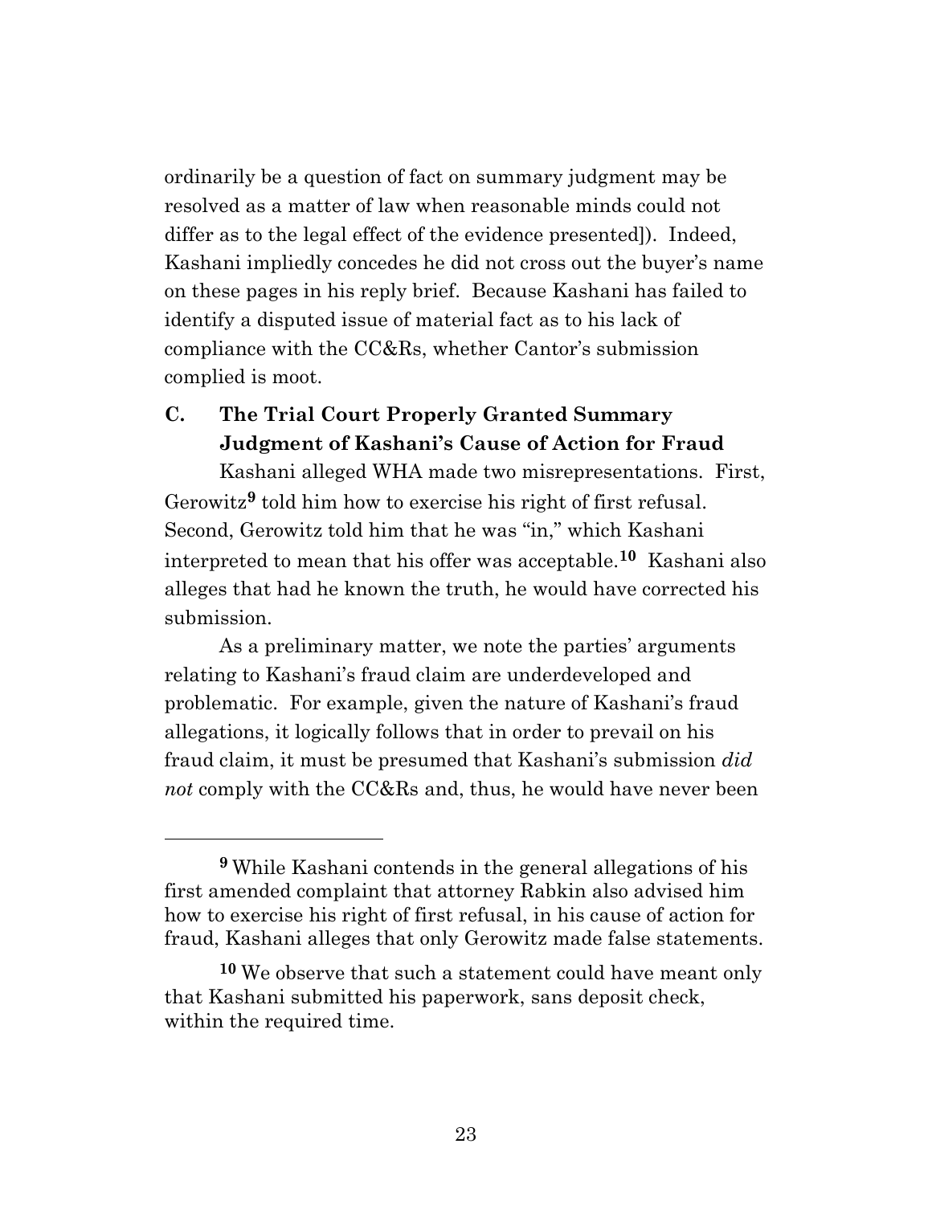ordinarily be a question of fact on summary judgment may be resolved as a matter of law when reasonable minds could not differ as to the legal effect of the evidence presented]). Indeed, Kashani impliedly concedes he did not cross out the buyer's name on these pages in his reply brief. Because Kashani has failed to identify a disputed issue of material fact as to his lack of compliance with the CC&Rs, whether Cantor's submission complied is moot.

### C. The Trial Court Properly Granted Summary Judgment of Kashani's Cause of Action for Fraud

Kashani alleged WHA made two misrepresentations. First, Gerowitz[9] told him how to exercise his right of first refusal. Second, Gerowitz told him that he was "in," which Kashani interpreted to mean that his offer was acceptable.[10] Kashani also alleges that had he known the truth, he would have corrected his submission.

As a preliminary matter, we note the parties' arguments relating to Kashani's fraud claim are underdeveloped and problematic. For example, given the nature of Kashani's fraud allegations, it logically follows that in order to prevail on his fraud claim, it must be presumed that Kashani's submission *did not* comply with the CC&Rs and, thus, he would have never been

---

[9] While Kashani contends in the general allegations of his first amended complaint that attorney Rabkin also advised him how to exercise his right of first refusal, in his cause of action for fraud, Kashani alleges that only Gerowitz made false statements.

[10] We observe that such a statement could have meant only that Kashani submitted his paperwork, sans deposit check, within the required time.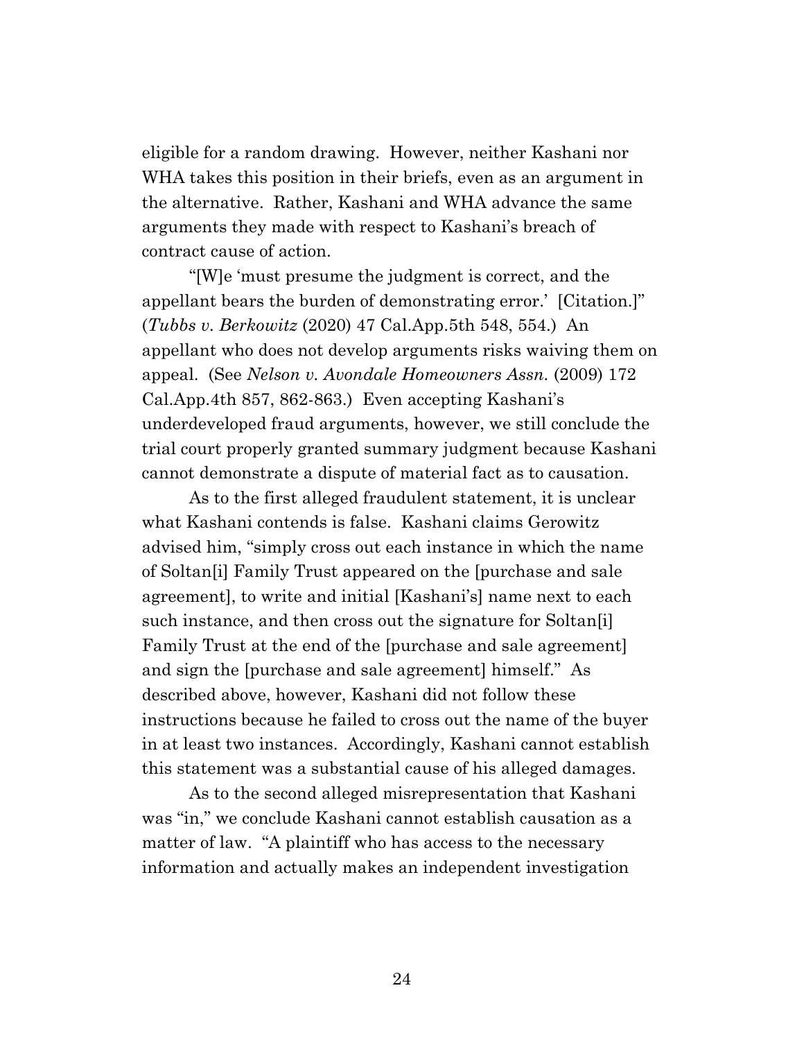eligible for a random drawing. However, neither Kashani nor WHA takes this position in their briefs, even as an argument in the alternative. Rather, Kashani and WHA advance the same arguments they made with respect to Kashani's breach of contract cause of action.

"[W]e 'must presume the judgment is correct, and the appellant bears the burden of demonstrating error.' [Citation.]" (*Tubbs v. Berkowitz* (2020) 47 Cal.App.5th 548, 554.) An appellant who does not develop arguments risks waiving them on appeal. (See *Nelson v. Avondale Homeowners Assn.* (2009) 172 Cal.App.4th 857, 862-863.) Even accepting Kashani's underdeveloped fraud arguments, however, we still conclude the trial court properly granted summary judgment because Kashani cannot demonstrate a dispute of material fact as to causation.

As to the first alleged fraudulent statement, it is unclear what Kashani contends is false. Kashani claims Gerowitz advised him, "simply cross out each instance in which the name of Soltan[i] Family Trust appeared on the [purchase and sale agreement], to write and initial [Kashani's] name next to each such instance, and then cross out the signature for Soltan[i] Family Trust at the end of the [purchase and sale agreement] and sign the [purchase and sale agreement] himself." As described above, however, Kashani did not follow these instructions because he failed to cross out the name of the buyer in at least two instances. Accordingly, Kashani cannot establish this statement was a substantial cause of his alleged damages.

As to the second alleged misrepresentation that Kashani was "in," we conclude Kashani cannot establish causation as a matter of law. "A plaintiff who has access to the necessary information and actually makes an independent investigation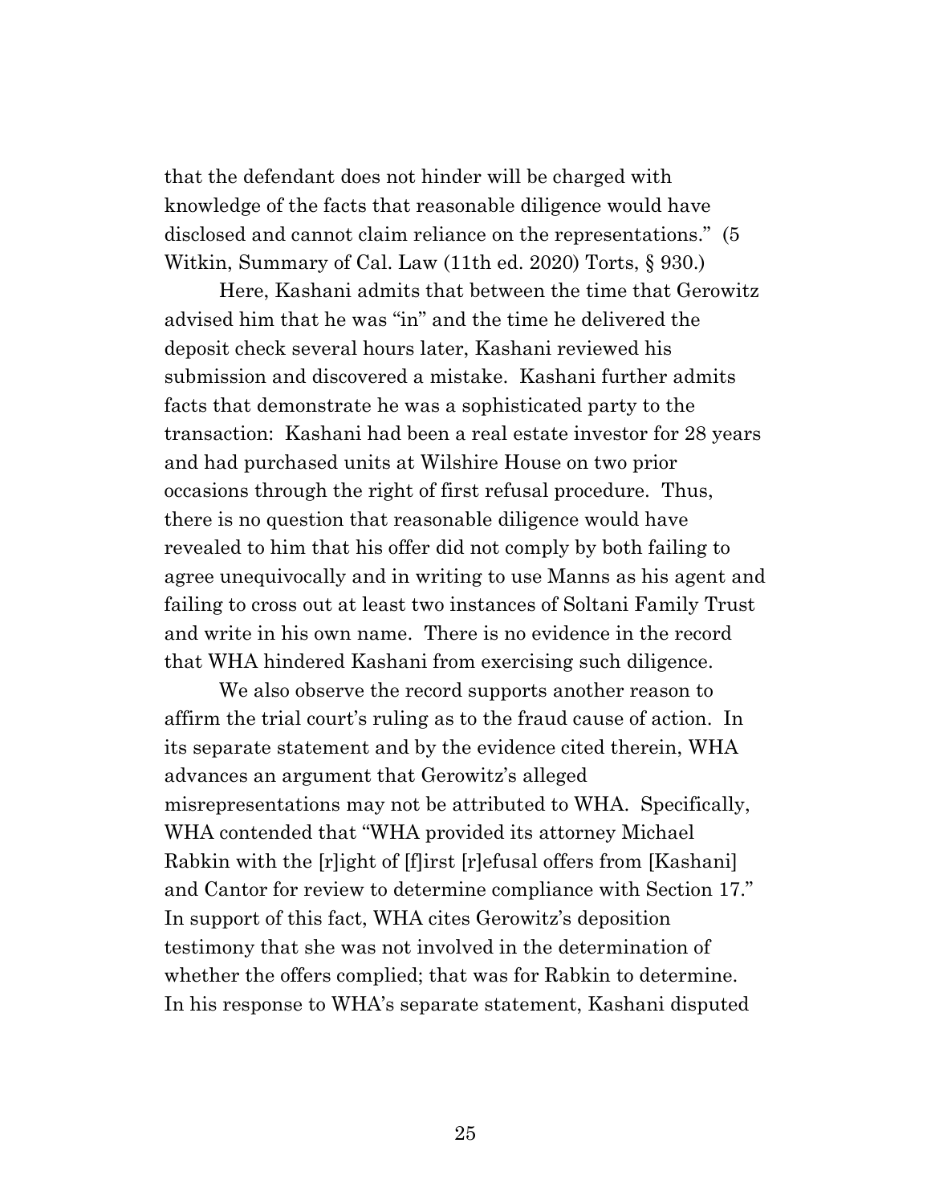that the defendant does not hinder will be charged with knowledge of the facts that reasonable diligence would have disclosed and cannot claim reliance on the representations." (5 Witkin, Summary of Cal. Law (11th ed. 2020) Torts, § 930.)

Here, Kashani admits that between the time that Gerowitz advised him that he was "in" and the time he delivered the deposit check several hours later, Kashani reviewed his submission and discovered a mistake. Kashani further admits facts that demonstrate he was a sophisticated party to the transaction: Kashani had been a real estate investor for 28 years and had purchased units at Wilshire House on two prior occasions through the right of first refusal procedure. Thus, there is no question that reasonable diligence would have revealed to him that his offer did not comply by both failing to agree unequivocally and in writing to use Manns as his agent and failing to cross out at least two instances of Soltani Family Trust and write in his own name. There is no evidence in the record that WHA hindered Kashani from exercising such diligence.

We also observe the record supports another reason to affirm the trial court's ruling as to the fraud cause of action. In its separate statement and by the evidence cited therein, WHA advances an argument that Gerowitz's alleged misrepresentations may not be attributed to WHA. Specifically, WHA contended that "WHA provided its attorney Michael Rabkin with the [r]ight of [f]irst [r]efusal offers from [Kashani] and Cantor for review to determine compliance with Section 17." In support of this fact, WHA cites Gerowitz's deposition testimony that she was not involved in the determination of whether the offers complied; that was for Rabkin to determine. In his response to WHA's separate statement, Kashani disputed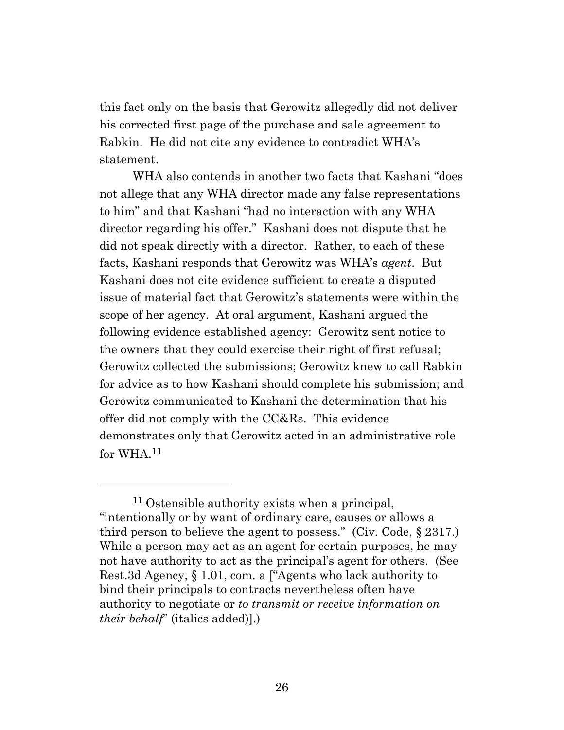this fact only on the basis that Gerowitz allegedly did not deliver his corrected first page of the purchase and sale agreement to Rabkin. He did not cite any evidence to contradict WHA's statement.

WHA also contends in another two facts that Kashani "does not allege that any WHA director made any false representations to him" and that Kashani "had no interaction with any WHA director regarding his offer." Kashani does not dispute that he did not speak directly with a director. Rather, to each of these facts, Kashani responds that Gerowitz was WHA's *agent*. But Kashani does not cite evidence sufficient to create a disputed issue of material fact that Gerowitz's statements were within the scope of her agency. At oral argument, Kashani argued the following evidence established agency: Gerowitz sent notice to the owners that they could exercise their right of first refusal; Gerowitz collected the submissions; Gerowitz knew to call Rabkin for advice as to how Kashani should complete his submission; and Gerowitz communicated to Kashani the determination that his offer did not comply with the CC&Rs. This evidence demonstrates only that Gerowitz acted in an administrative role for WHA.[11]

---

[11] Ostensible authority exists when a principal, "intentionally or by want of ordinary care, causes or allows a third person to believe the agent to possess." (Civ. Code, § 2317.) While a person may act as an agent for certain purposes, he may not have authority to act as the principal's agent for others. (See Rest.3d Agency, § 1.01, com. a ["Agents who lack authority to bind their principals to contracts nevertheless often have authority to negotiate or *to transmit or receive information on their behalf*" (italics added)].)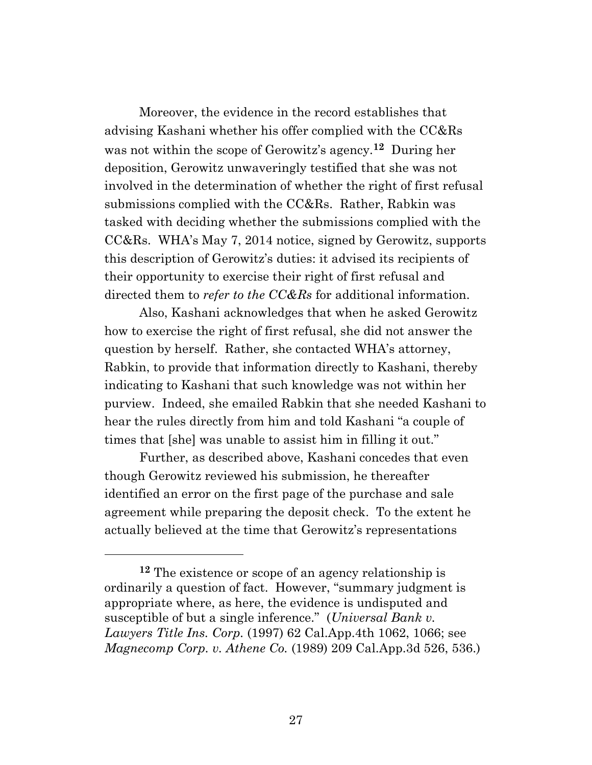Moreover, the evidence in the record establishes that advising Kashani whether his offer complied with the CC&Rs was not within the scope of Gerowitz's agency.[12] During her deposition, Gerowitz unwaveringly testified that she was not involved in the determination of whether the right of first refusal submissions complied with the CC&Rs. Rather, Rabkin was tasked with deciding whether the submissions complied with the CC&Rs. WHA's May 7, 2014 notice, signed by Gerowitz, supports this description of Gerowitz's duties: it advised its recipients of their opportunity to exercise their right of first refusal and directed them to *refer to the CC&Rs* for additional information.

Also, Kashani acknowledges that when he asked Gerowitz how to exercise the right of first refusal, she did not answer the question by herself. Rather, she contacted WHA's attorney, Rabkin, to provide that information directly to Kashani, thereby indicating to Kashani that such knowledge was not within her purview. Indeed, she emailed Rabkin that she needed Kashani to hear the rules directly from him and told Kashani "a couple of times that [she] was unable to assist him in filling it out."

Further, as described above, Kashani concedes that even though Gerowitz reviewed his submission, he thereafter identified an error on the first page of the purchase and sale agreement while preparing the deposit check. To the extent he actually believed at the time that Gerowitz's representations

---

[12] The existence or scope of an agency relationship is ordinarily a question of fact. However, "summary judgment is appropriate where, as here, the evidence is undisputed and susceptible of but a single inference." (*Universal Bank v. Lawyers Title Ins. Corp.* (1997) 62 Cal.App.4th 1062, 1066; see *Magnecomp Corp. v. Athene Co.* (1989) 209 Cal.App.3d 526, 536.)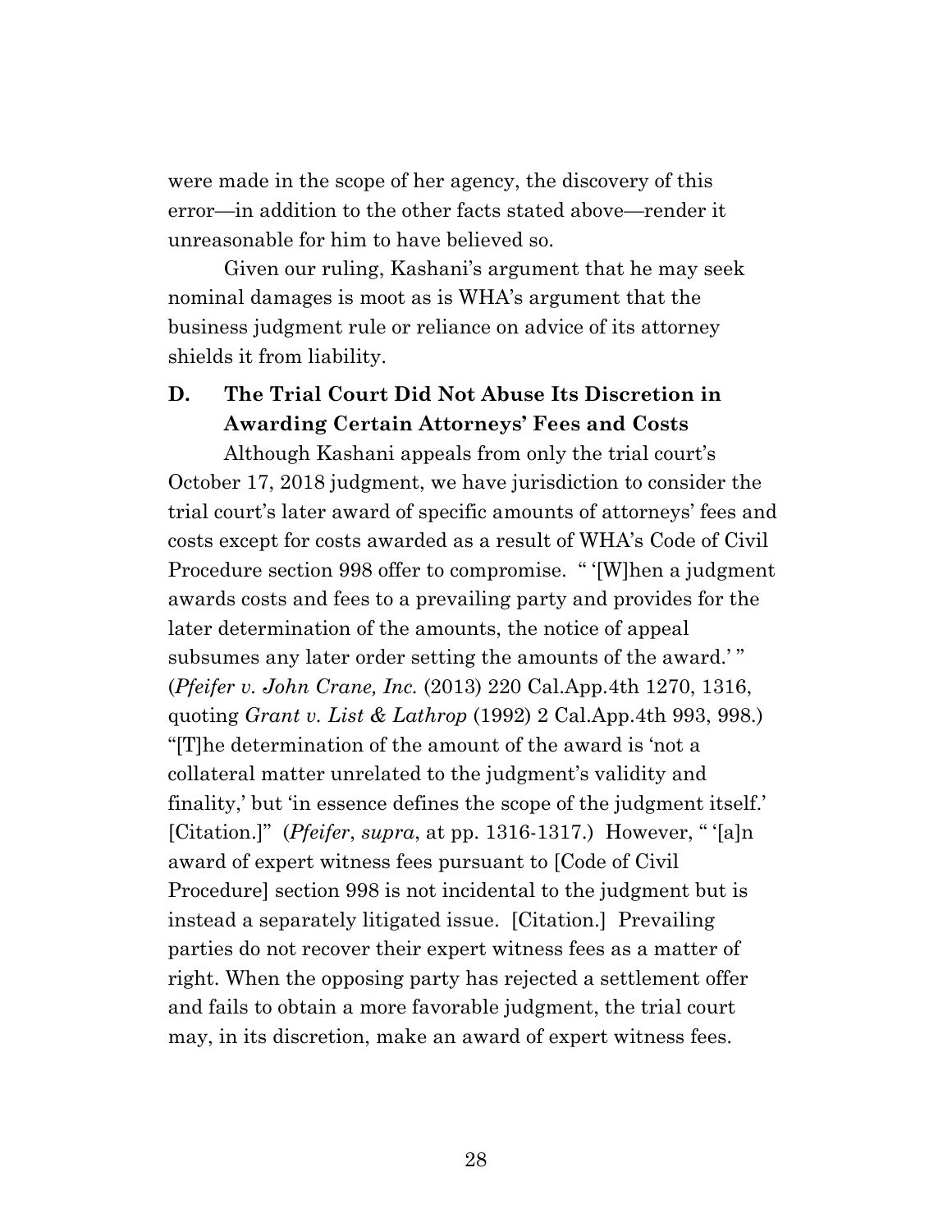were made in the scope of her agency, the discovery of this error—in addition to the other facts stated above—render it unreasonable for him to have believed so.

Given our ruling, Kashani's argument that he may seek nominal damages is moot as is WHA's argument that the business judgment rule or reliance on advice of its attorney shields it from liability.

### D. The Trial Court Did Not Abuse Its Discretion in Awarding Certain Attorneys' Fees and Costs

Although Kashani appeals from only the trial court's October 17, 2018 judgment, we have jurisdiction to consider the trial court's later award of specific amounts of attorneys' fees and costs except for costs awarded as a result of WHA's Code of Civil Procedure section 998 offer to compromise. " '[W]hen a judgment awards costs and fees to a prevailing party and provides for the later determination of the amounts, the notice of appeal subsumes any later order setting the amounts of the award.' " (*Pfeifer v. John Crane, Inc.* (2013) 220 Cal.App.4th 1270, 1316, quoting *Grant v. List & Lathrop* (1992) 2 Cal.App.4th 993, 998.) "[T]he determination of the amount of the award is 'not a collateral matter unrelated to the judgment's validity and finality,' but 'in essence defines the scope of the judgment itself.' [Citation.]" (*Pfeifer*, *supra*, at pp. 1316-1317.) However, " '[a]n award of expert witness fees pursuant to [Code of Civil Procedure] section 998 is not incidental to the judgment but is instead a separately litigated issue. [Citation.] Prevailing parties do not recover their expert witness fees as a matter of right. When the opposing party has rejected a settlement offer and fails to obtain a more favorable judgment, the trial court may, in its discretion, make an award of expert witness fees.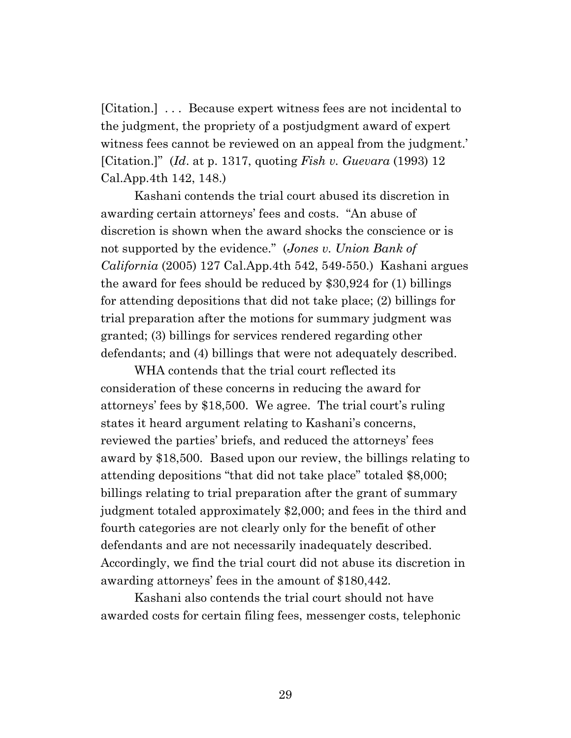[Citation.] . . . Because expert witness fees are not incidental to the judgment, the propriety of a postjudgment award of expert witness fees cannot be reviewed on an appeal from the judgment.' [Citation.]" (*Id*. at p. 1317, quoting *Fish v. Guevara* (1993) 12 Cal.App.4th 142, 148.)

Kashani contends the trial court abused its discretion in awarding certain attorneys' fees and costs. "An abuse of discretion is shown when the award shocks the conscience or is not supported by the evidence." (*Jones v. Union Bank of California* (2005) 127 Cal.App.4th 542, 549-550.) Kashani argues the award for fees should be reduced by $30,924 for (1) billings for attending depositions that did not take place; (2) billings for trial preparation after the motions for summary judgment was granted; (3) billings for services rendered regarding other defendants; and (4) billings that were not adequately described.

WHA contends that the trial court reflected its consideration of these concerns in reducing the award for attorneys' fees by $18,500. We agree. The trial court's ruling states it heard argument relating to Kashani's concerns, reviewed the parties' briefs, and reduced the attorneys' fees award by $18,500. Based upon our review, the billings relating to attending depositions "that did not take place" totaled $8,000; billings relating to trial preparation after the grant of summary judgment totaled approximately $2,000; and fees in the third and fourth categories are not clearly only for the benefit of other defendants and are not necessarily inadequately described. Accordingly, we find the trial court did not abuse its discretion in awarding attorneys' fees in the amount of $180,442.

Kashani also contends the trial court should not have awarded costs for certain filing fees, messenger costs, telephonic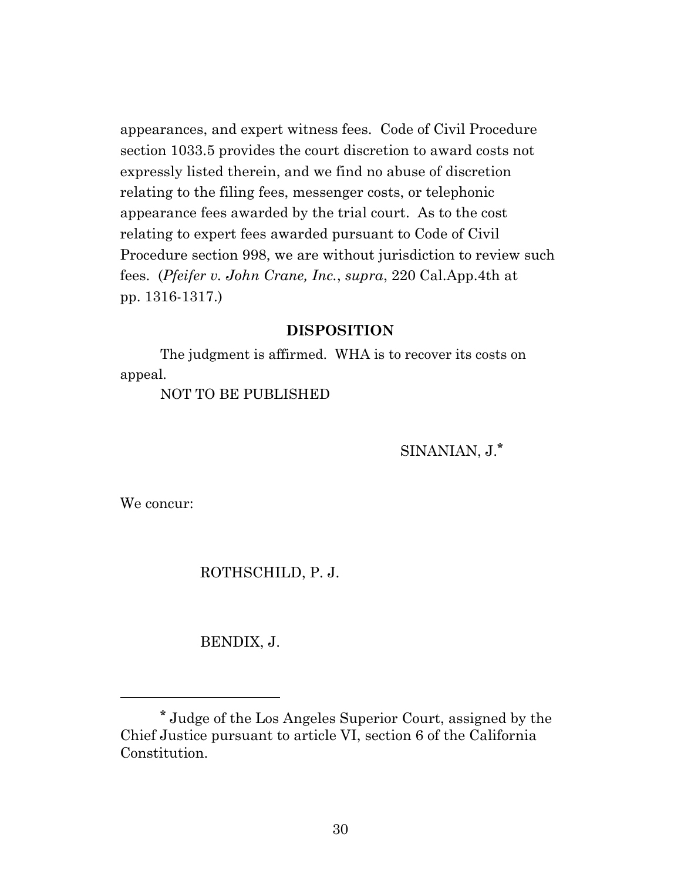appearances, and expert witness fees. Code of Civil Procedure section 1033.5 provides the court discretion to award costs not expressly listed therein, and we find no abuse of discretion relating to the filing fees, messenger costs, or telephonic appearance fees awarded by the trial court. As to the cost relating to expert fees awarded pursuant to Code of Civil Procedure section 998, we are without jurisdiction to review such fees. (*Pfeifer v. John Crane, Inc.*, *supra*, 220 Cal.App.4th at pp. 1316-1317.)

**DISPOSITION**

The judgment is affirmed. WHA is to recover its costs on appeal.

NOT TO BE PUBLISHED

SINANIAN, J.*

We concur:

ROTHSCHILD, P. J.

BENDIX, J.

---

* Judge of the Los Angeles Superior Court, assigned by the Chief Justice pursuant to article VI, section 6 of the California Constitution.